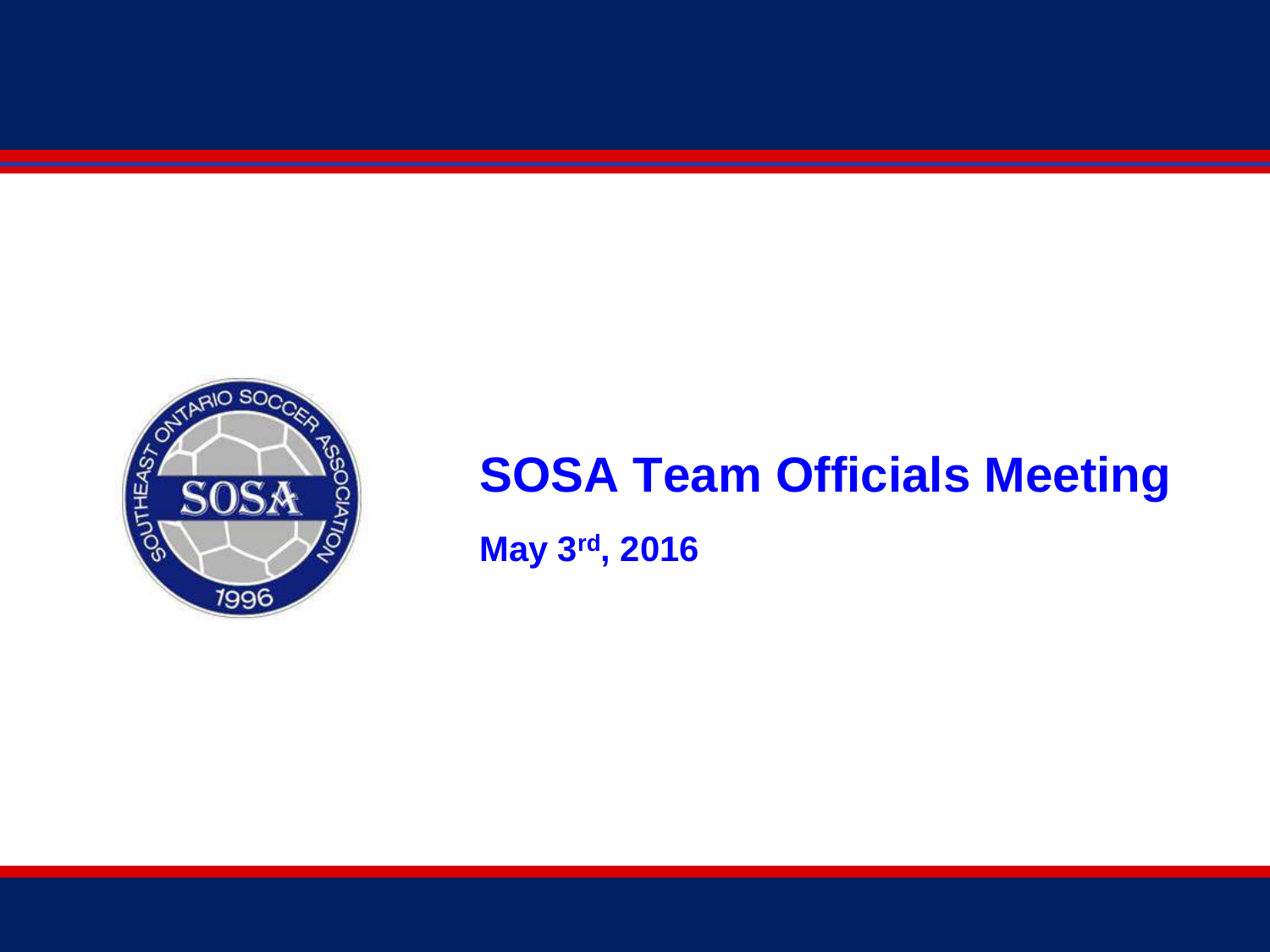# SOSA Team Officials Meeting

**May 3rd, 2016**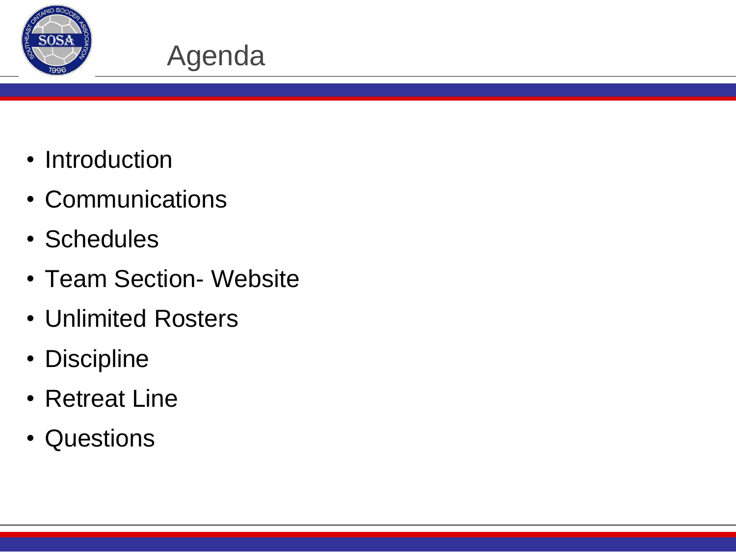# Agenda

- Introduction
- Communications
- Schedules
- Team Section- Website
- Unlimited Rosters
- Discipline
- Retreat Line
- Questions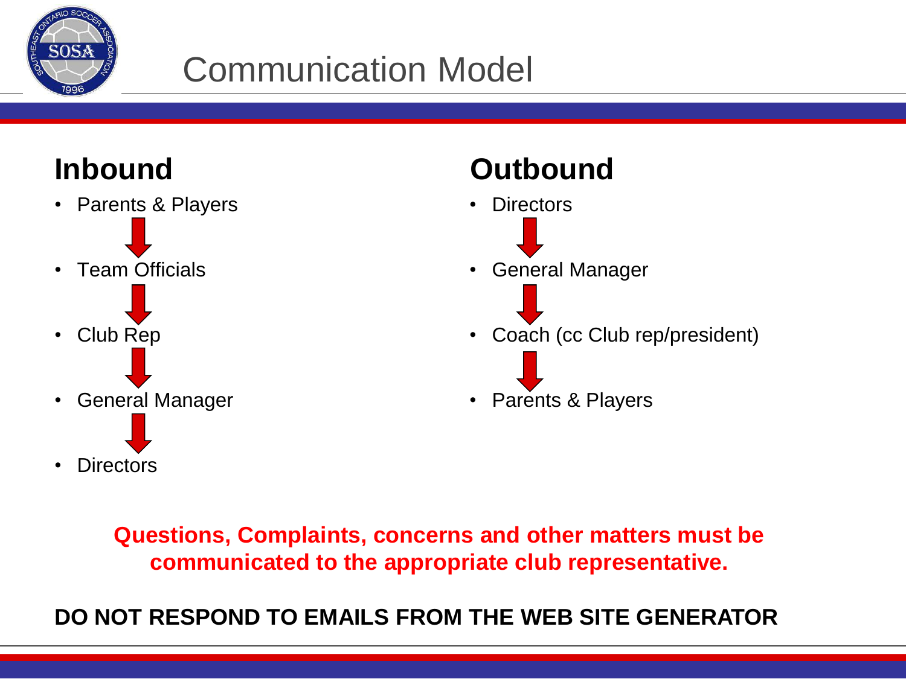# Communication Model

## Inbound

- Parents & Players
- Team Officials
- Club Rep
- General Manager
- Directors

## Outbound

- Directors
- General Manager
- Coach (cc Club rep/president)
- Parents & Players

**Questions, Complaints, concerns and other matters must be communicated to the appropriate club representative.**

**DO NOT RESPOND TO EMAILS FROM THE WEB SITE GENERATOR**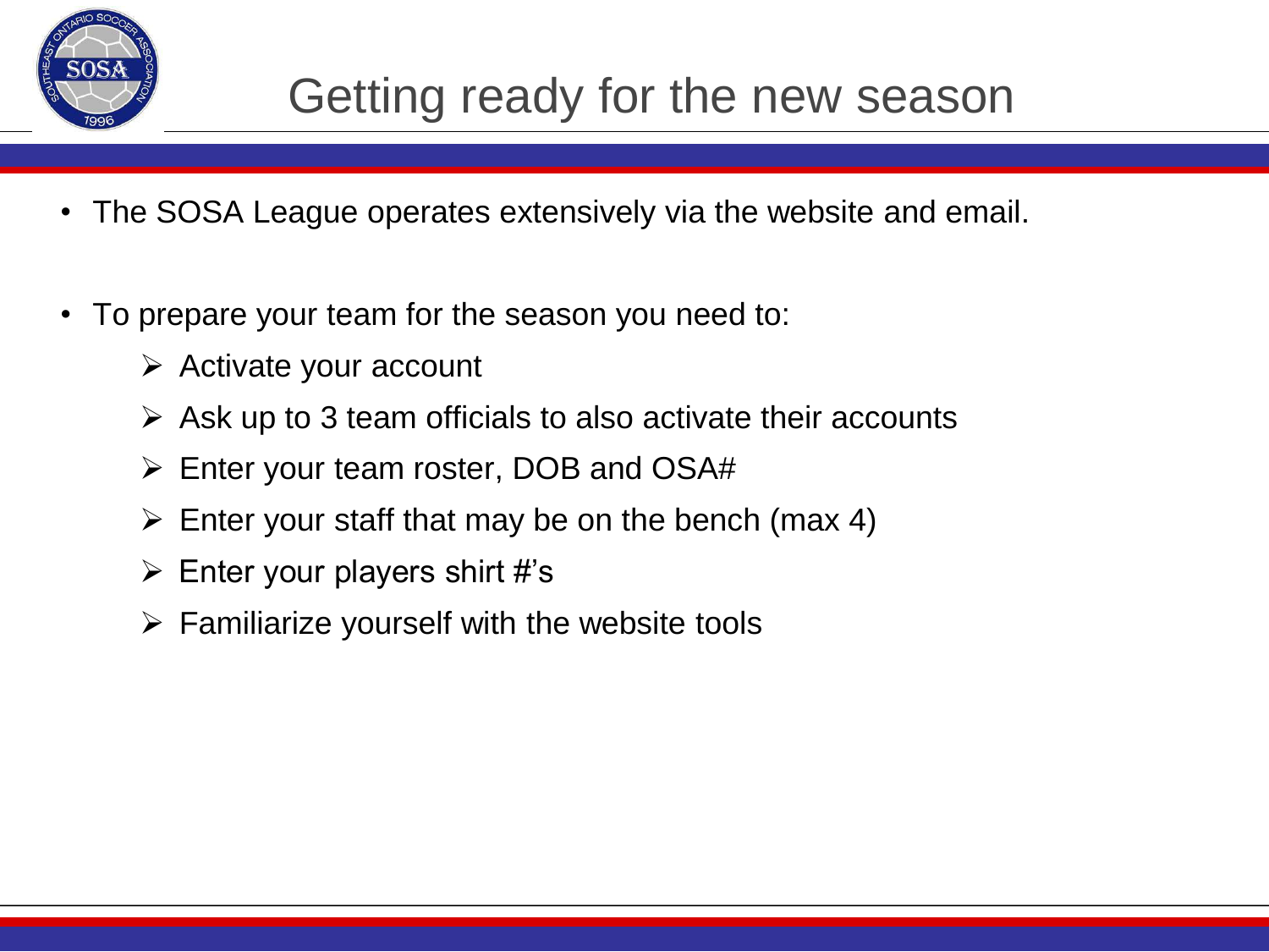# Getting ready for the new season

- The SOSA League operates extensively via the website and email.

- To prepare your team for the season you need to:
  - Activate your account
  - Ask up to 3 team officials to also activate their accounts
  - Enter your team roster, DOB and OSA#
  - Enter your staff that may be on the bench (max 4)
  - Enter your players shirt #'s
  - Familiarize yourself with the website tools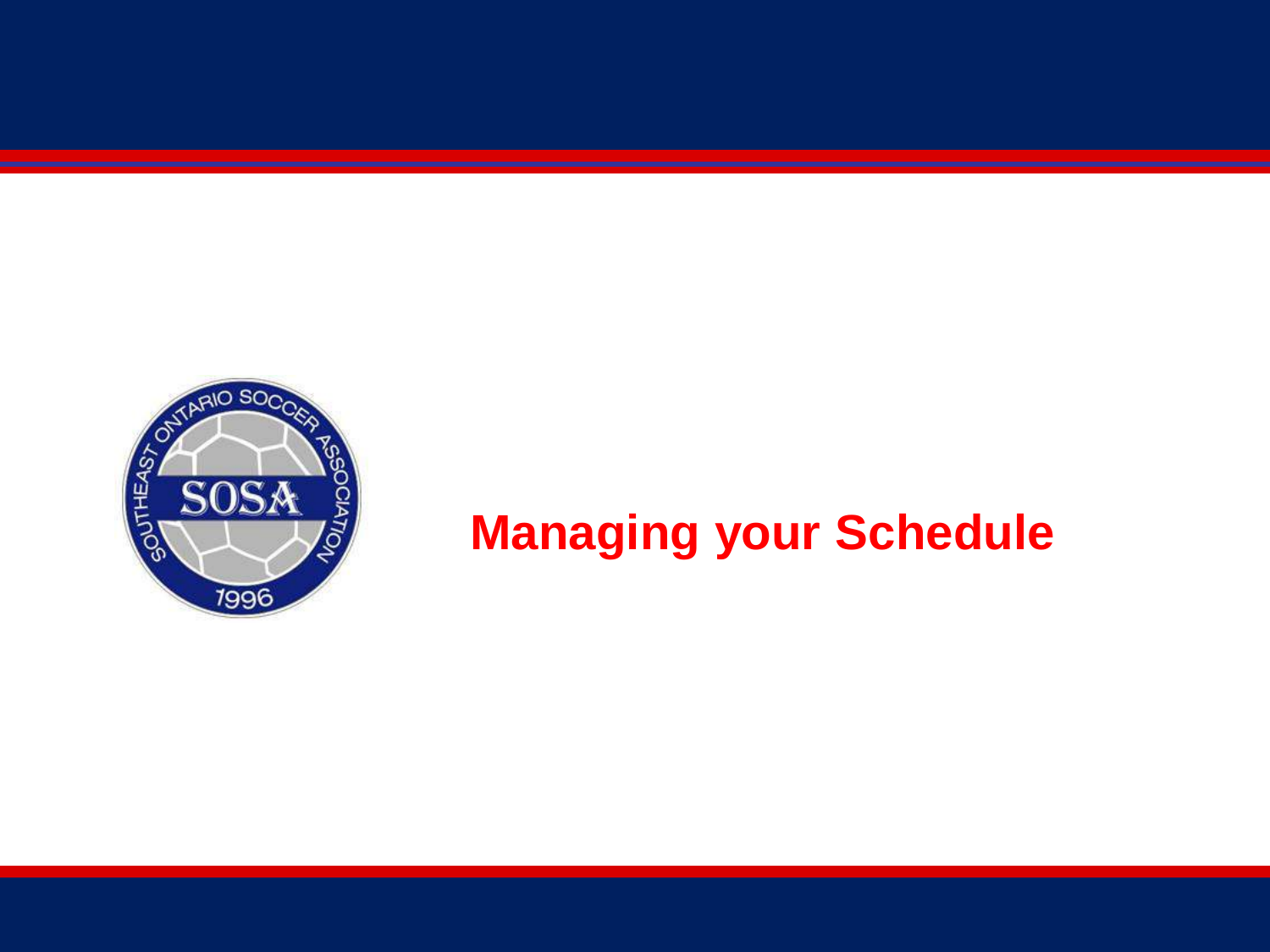# Managing your Schedule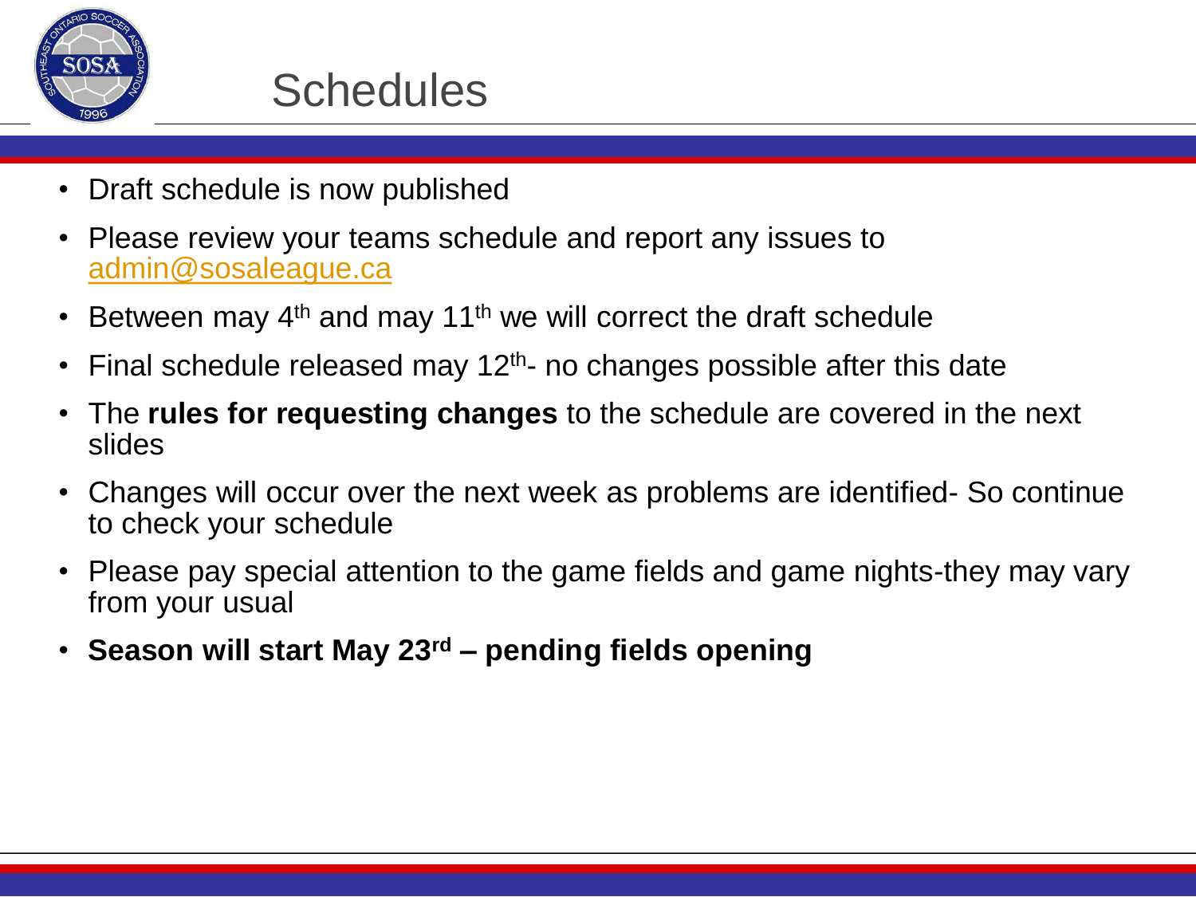# Schedules

- Draft schedule is now published
- Please review your teams schedule and report any issues to admin@sosaleague.ca
- Between may 4th and may 11th we will correct the draft schedule
- Final schedule released may 12th- no changes possible after this date
- The **rules for requesting changes** to the schedule are covered in the next slides
- Changes will occur over the next week as problems are identified- So continue to check your schedule
- Please pay special attention to the game fields and game nights-they may vary from your usual
- **Season will start May 23rd – pending fields opening**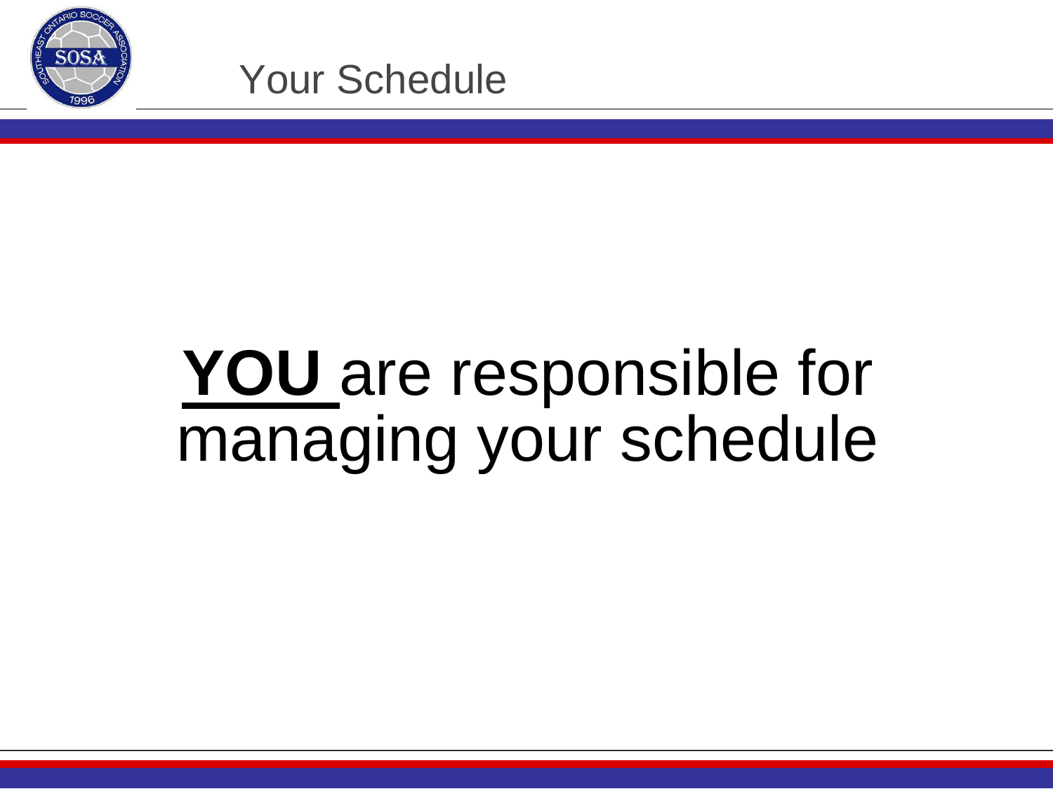# Your Schedule

**YOU** are responsible for managing your schedule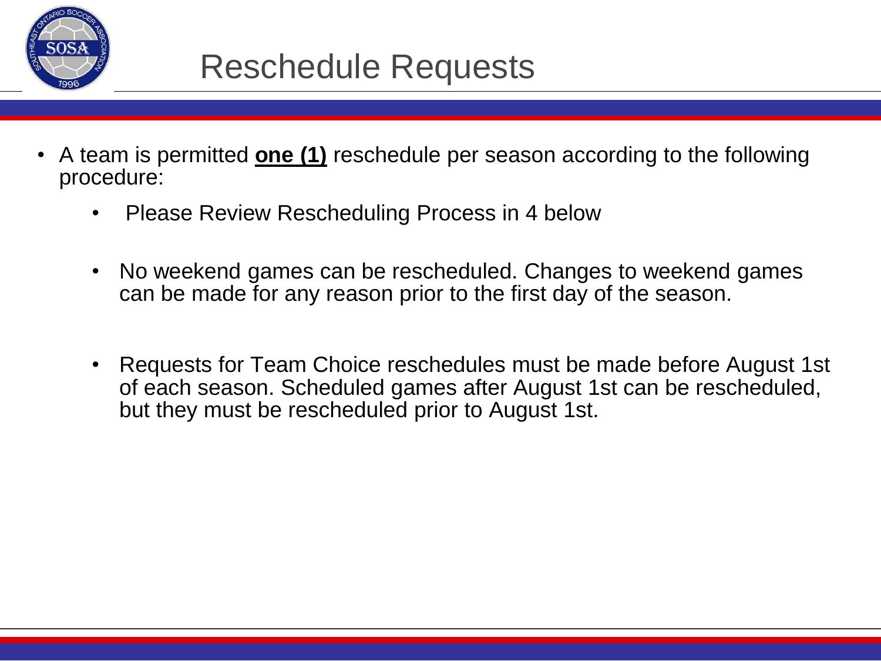# Reschedule Requests

- A team is permitted **one (1)** reschedule per season according to the following procedure:
  - Please Review Rescheduling Process in 4 below
  - No weekend games can be rescheduled. Changes to weekend games can be made for any reason prior to the first day of the season.
  - Requests for Team Choice reschedules must be made before August 1st of each season. Scheduled games after August 1st can be rescheduled, but they must be rescheduled prior to August 1st.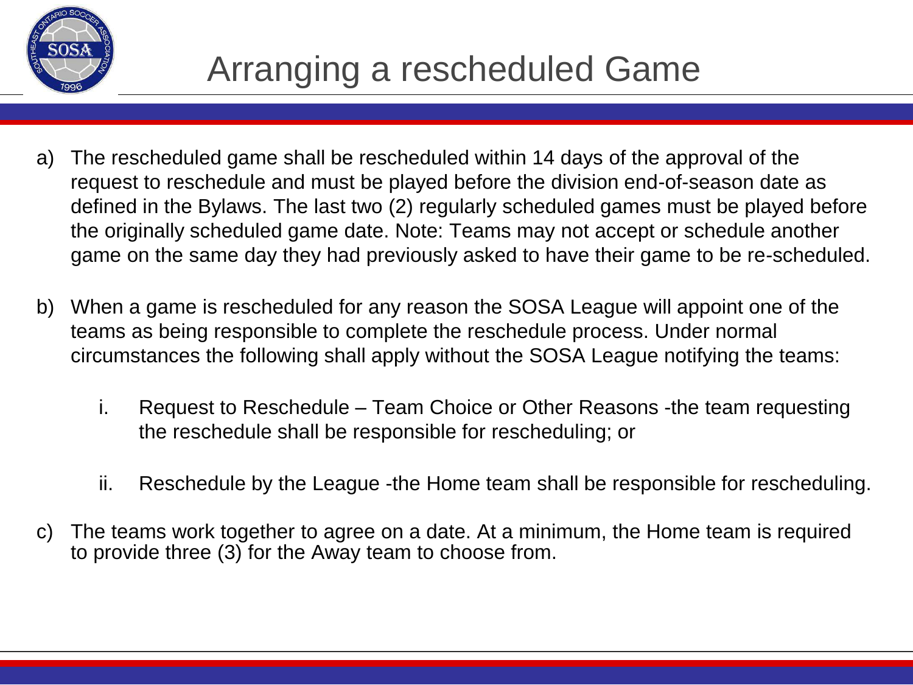# Arranging a rescheduled Game

a) The rescheduled game shall be rescheduled within 14 days of the approval of the request to reschedule and must be played before the division end-of-season date as defined in the Bylaws. The last two (2) regularly scheduled games must be played before the originally scheduled game date. Note: Teams may not accept or schedule another game on the same day they had previously asked to have their game to be re-scheduled.

b) When a game is rescheduled for any reason the SOSA League will appoint one of the teams as being responsible to complete the reschedule process. Under normal circumstances the following shall apply without the SOSA League notifying the teams:

   i. Request to Reschedule – Team Choice or Other Reasons -the team requesting the reschedule shall be responsible for rescheduling; or

   ii. Reschedule by the League -the Home team shall be responsible for rescheduling.

c) The teams work together to agree on a date. At a minimum, the Home team is required to provide three (3) for the Away team to choose from.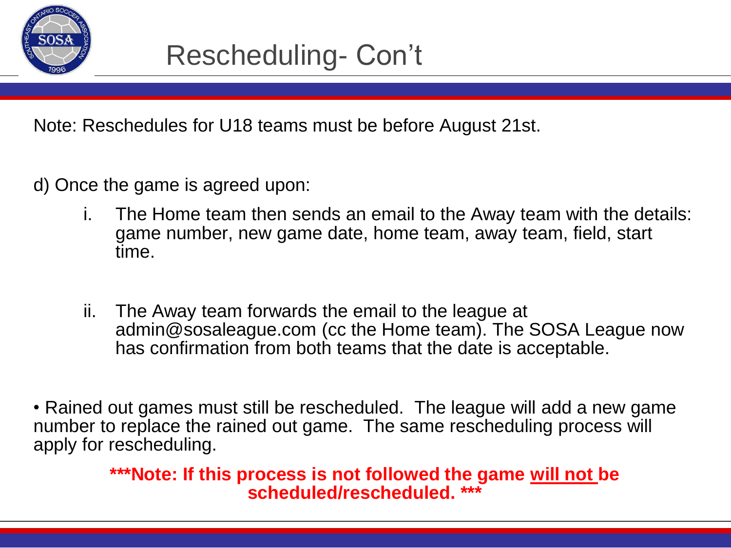# Rescheduling- Con't

Note: Reschedules for U18 teams must be before August 21st.

d) Once the game is agreed upon:

i. The Home team then sends an email to the Away team with the details: game number, new game date, home team, away team, field, start time.

ii. The Away team forwards the email to the league at admin@sosaleague.com (cc the Home team). The SOSA League now has confirmation from both teams that the date is acceptable.

• Rained out games must still be rescheduled. The league will add a new game number to replace the rained out game. The same rescheduling process will apply for rescheduling.

**\*\*\*Note: If this process is not followed the game <u>will not</u> be scheduled/rescheduled. \*\*\***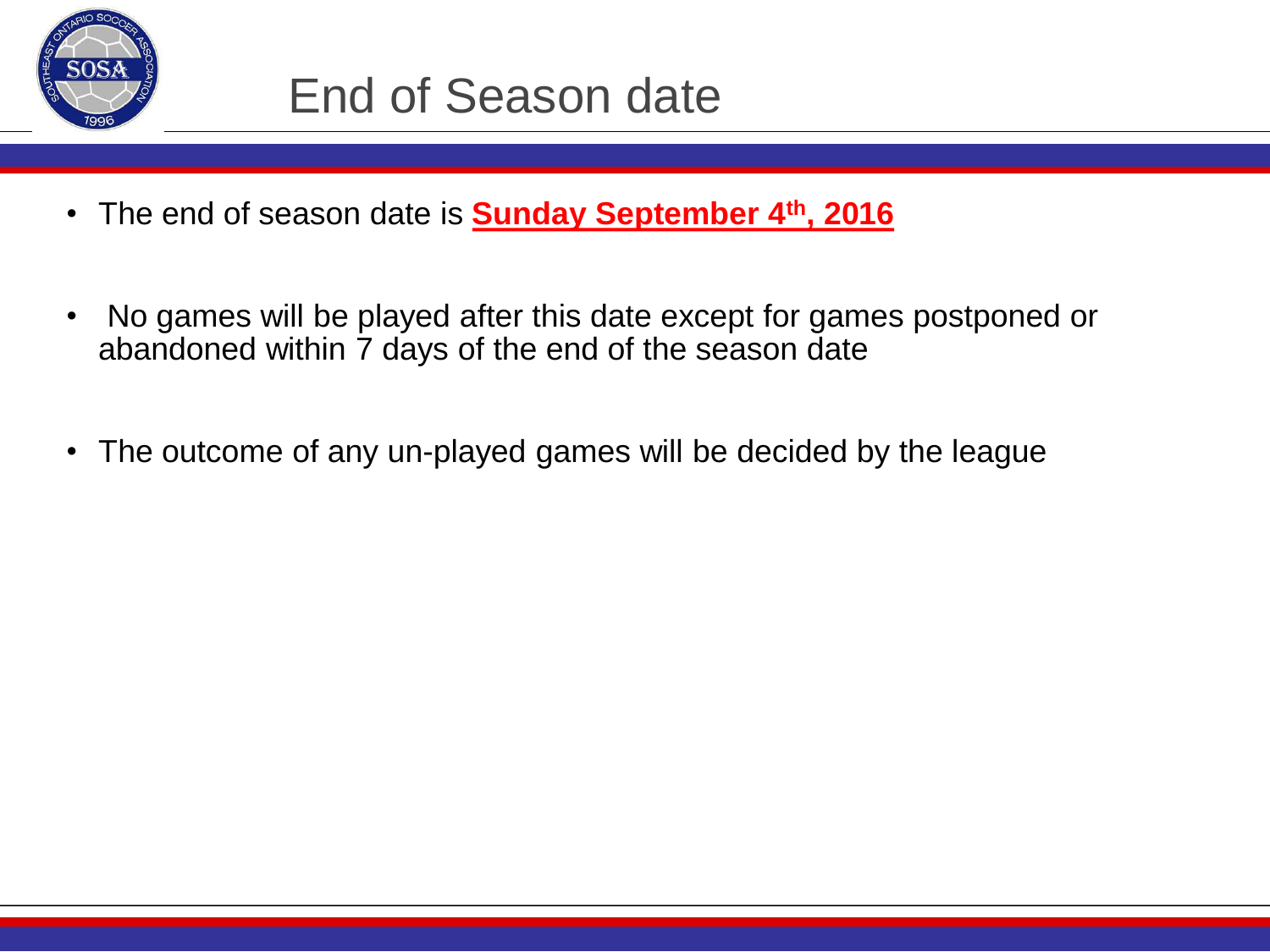# End of Season date

- The end of season date is **Sunday September 4th, 2016**
- No games will be played after this date except for games postponed or abandoned within 7 days of the end of the season date
- The outcome of any un-played games will be decided by the league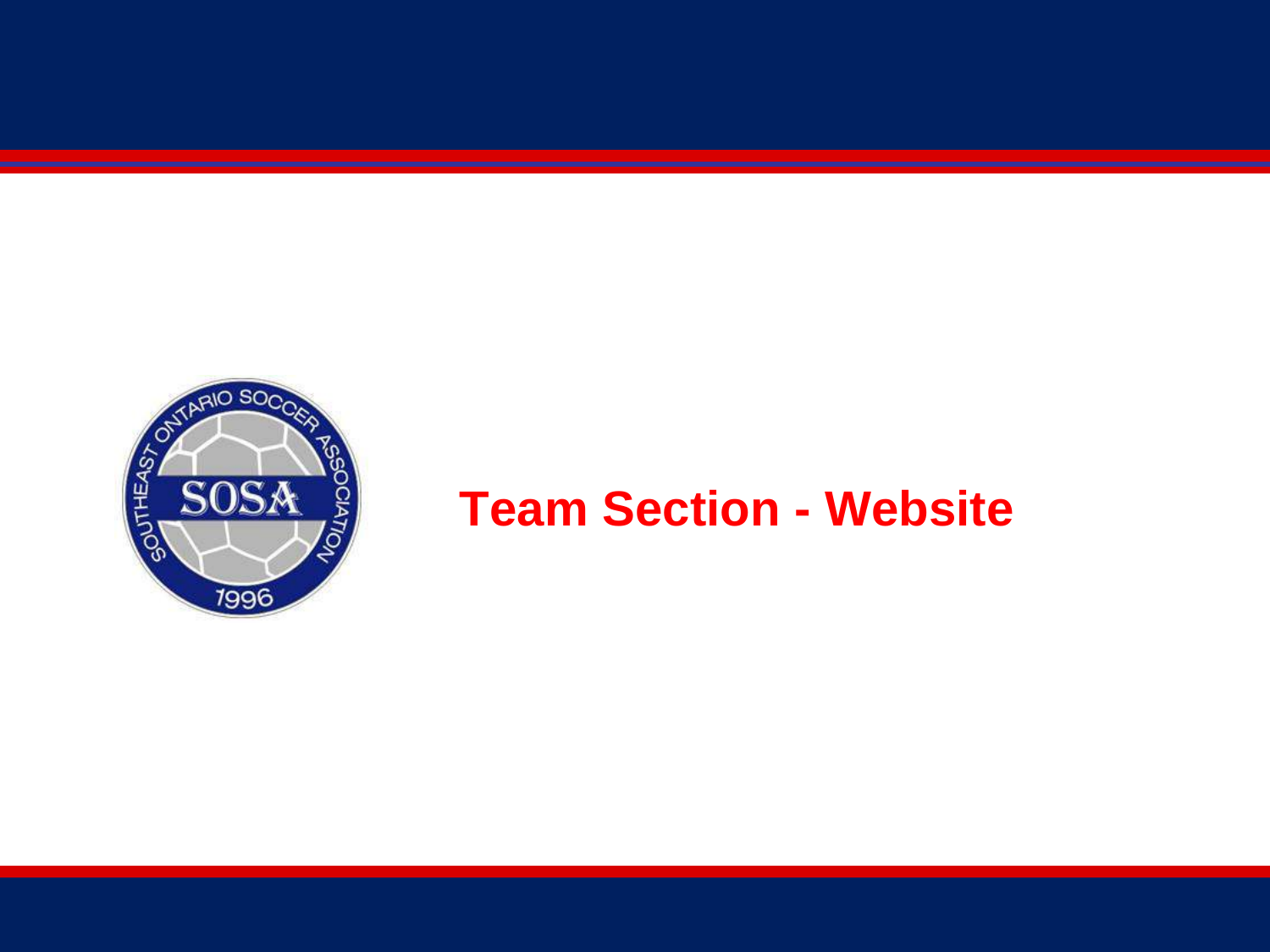# Team Section - Website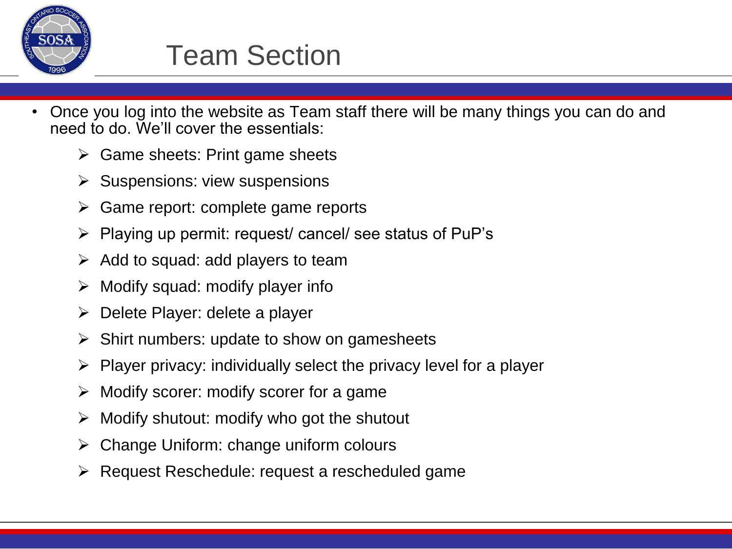# Team Section

- Once you log into the website as Team staff there will be many things you can do and need to do. We'll cover the essentials:
  - Game sheets: Print game sheets
  - Suspensions: view suspensions
  - Game report: complete game reports
  - Playing up permit: request/ cancel/ see status of PuP's
  - Add to squad: add players to team
  - Modify squad: modify player info
  - Delete Player: delete a player
  - Shirt numbers: update to show on gamesheets
  - Player privacy: individually select the privacy level for a player
  - Modify scorer: modify scorer for a game
  - Modify shutout: modify who got the shutout
  - Change Uniform: change uniform colours
  - Request Reschedule: request a rescheduled game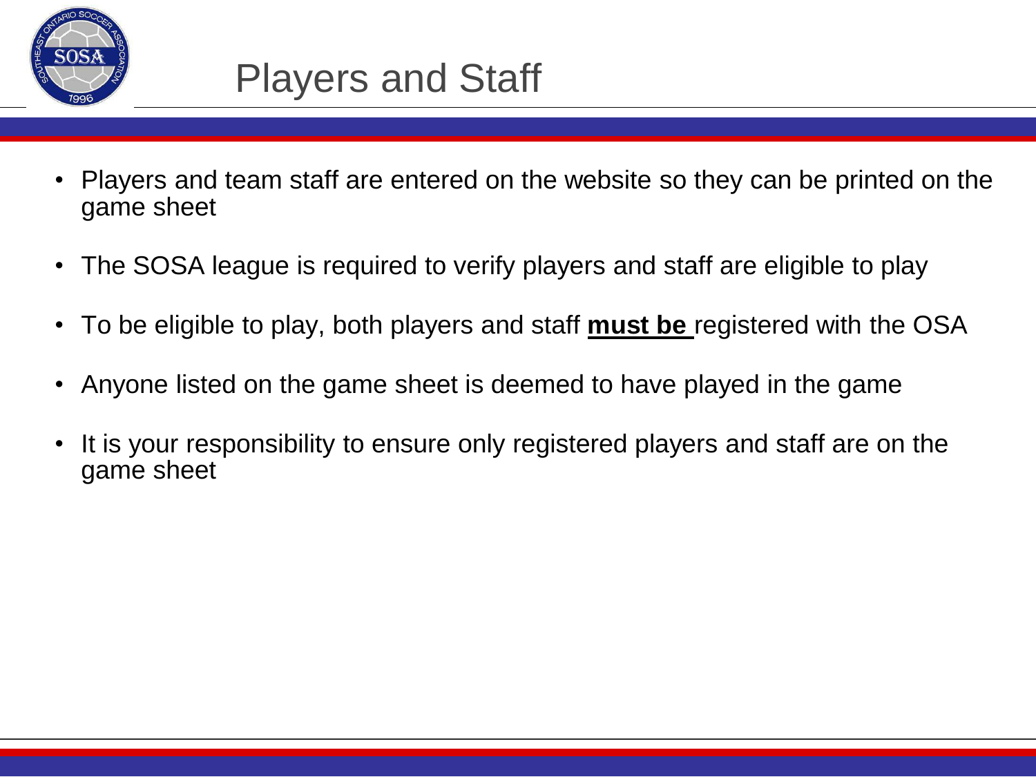# Players and Staff

- Players and team staff are entered on the website so they can be printed on the game sheet
- The SOSA league is required to verify players and staff are eligible to play
- To be eligible to play, both players and staff <u>**must be**</u> registered with the OSA
- Anyone listed on the game sheet is deemed to have played in the game
- It is your responsibility to ensure only registered players and staff are on the game sheet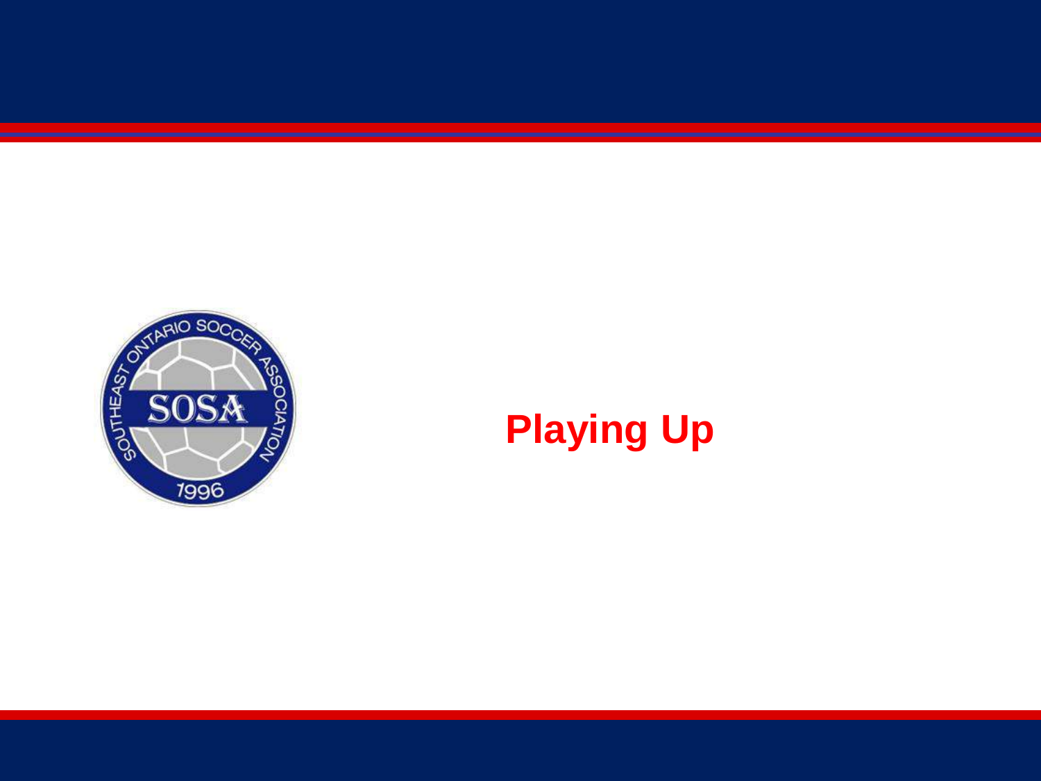# Playing Up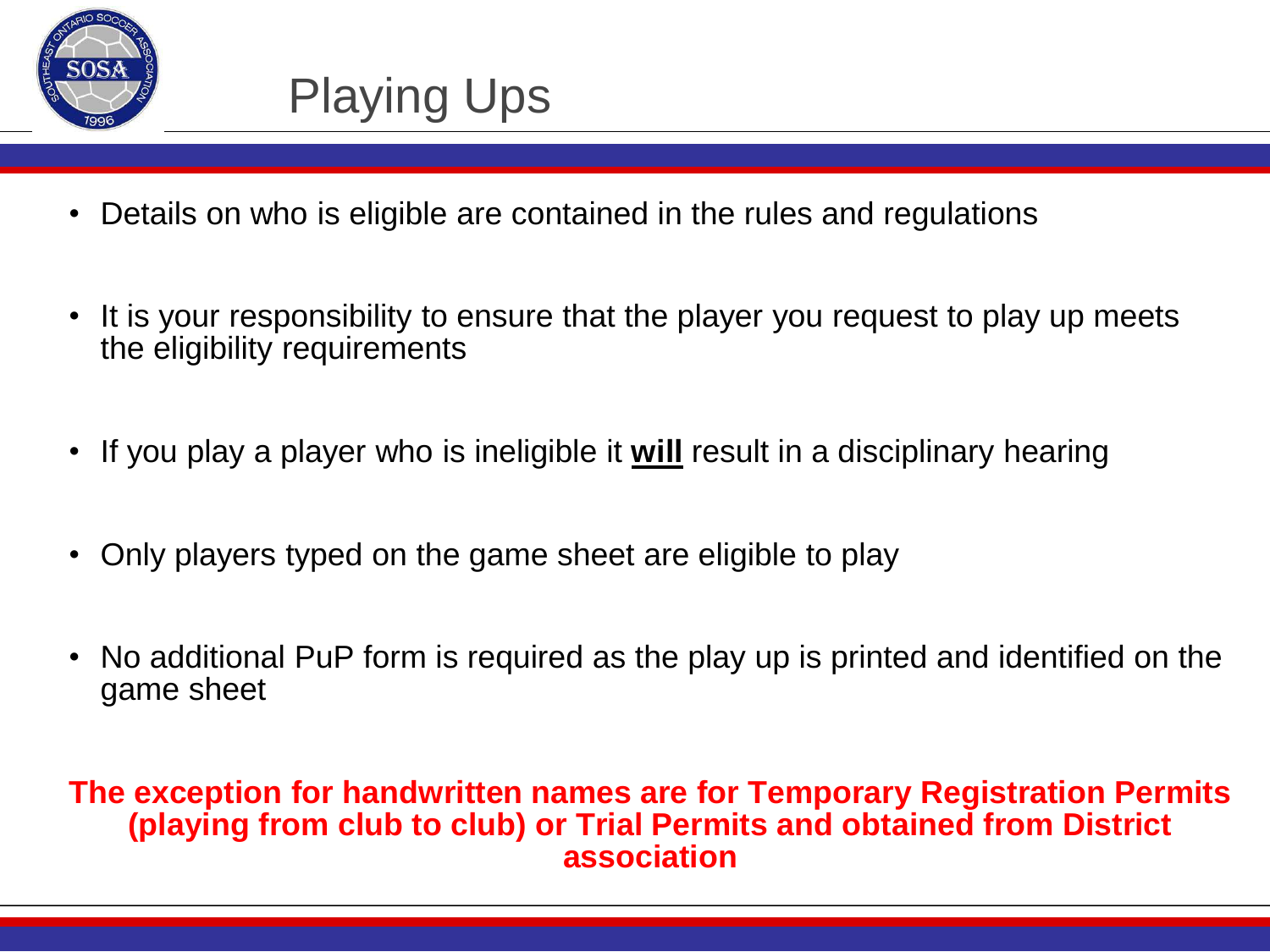# Playing Ups

- Details on who is eligible are contained in the rules and regulations
- It is your responsibility to ensure that the player you request to play up meets the eligibility requirements
- If you play a player who is ineligible it **<u>will</u>** result in a disciplinary hearing
- Only players typed on the game sheet are eligible to play
- No additional PuP form is required as the play up is printed and identified on the game sheet

**The exception for handwritten names are for Temporary Registration Permits (playing from club to club) or Trial Permits and obtained from District association**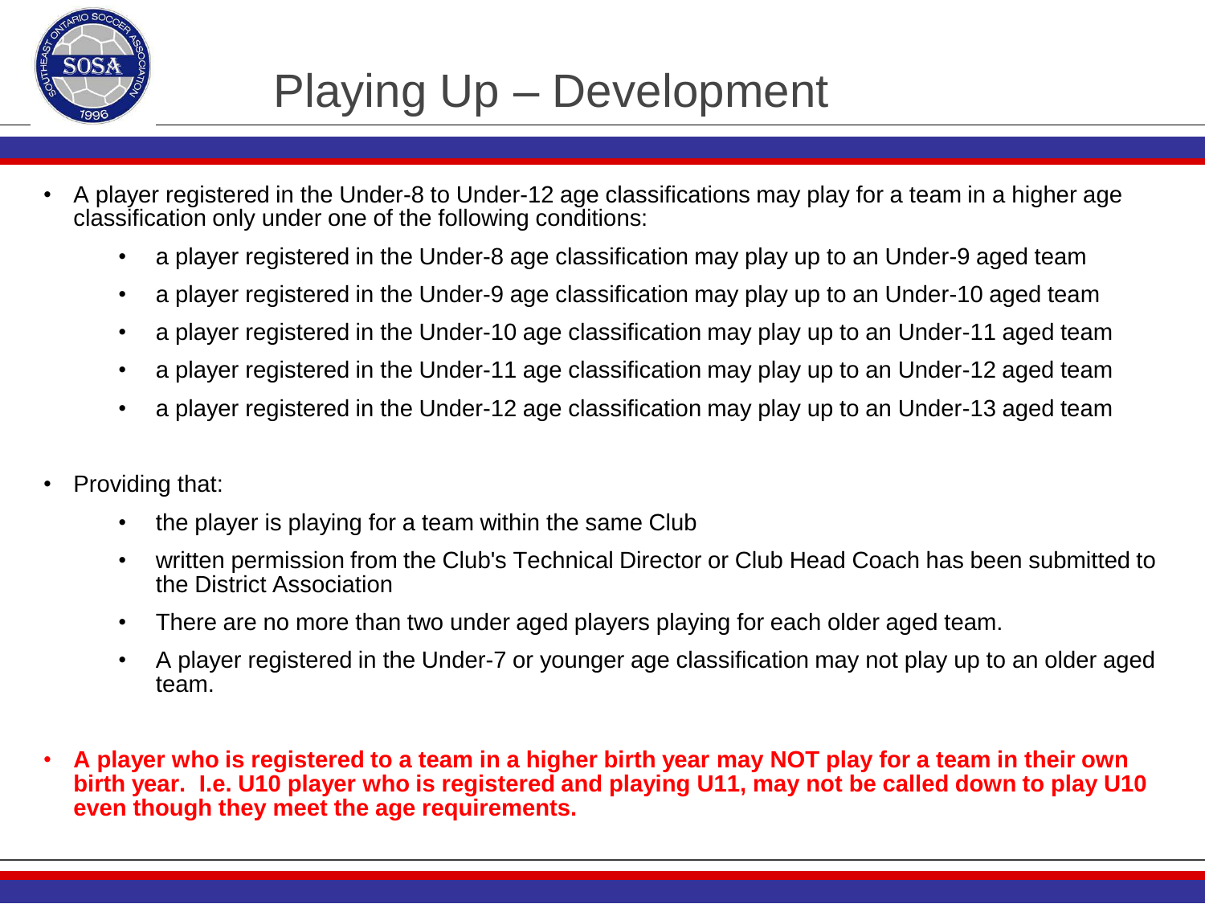# Playing Up – Development

- A player registered in the Under-8 to Under-12 age classifications may play for a team in a higher age classification only under one of the following conditions:
  - a player registered in the Under-8 age classification may play up to an Under-9 aged team
  - a player registered in the Under-9 age classification may play up to an Under-10 aged team
  - a player registered in the Under-10 age classification may play up to an Under-11 aged team
  - a player registered in the Under-11 age classification may play up to an Under-12 aged team
  - a player registered in the Under-12 age classification may play up to an Under-13 aged team
- Providing that:
  - the player is playing for a team within the same Club
  - written permission from the Club's Technical Director or Club Head Coach has been submitted to the District Association
  - There are no more than two under aged players playing for each older aged team.
  - A player registered in the Under-7 or younger age classification may not play up to an older aged team.
- **A player who is registered to a team in a higher birth year may NOT play for a team in their own birth year. I.e. U10 player who is registered and playing U11, may not be called down to play U10 even though they meet the age requirements.**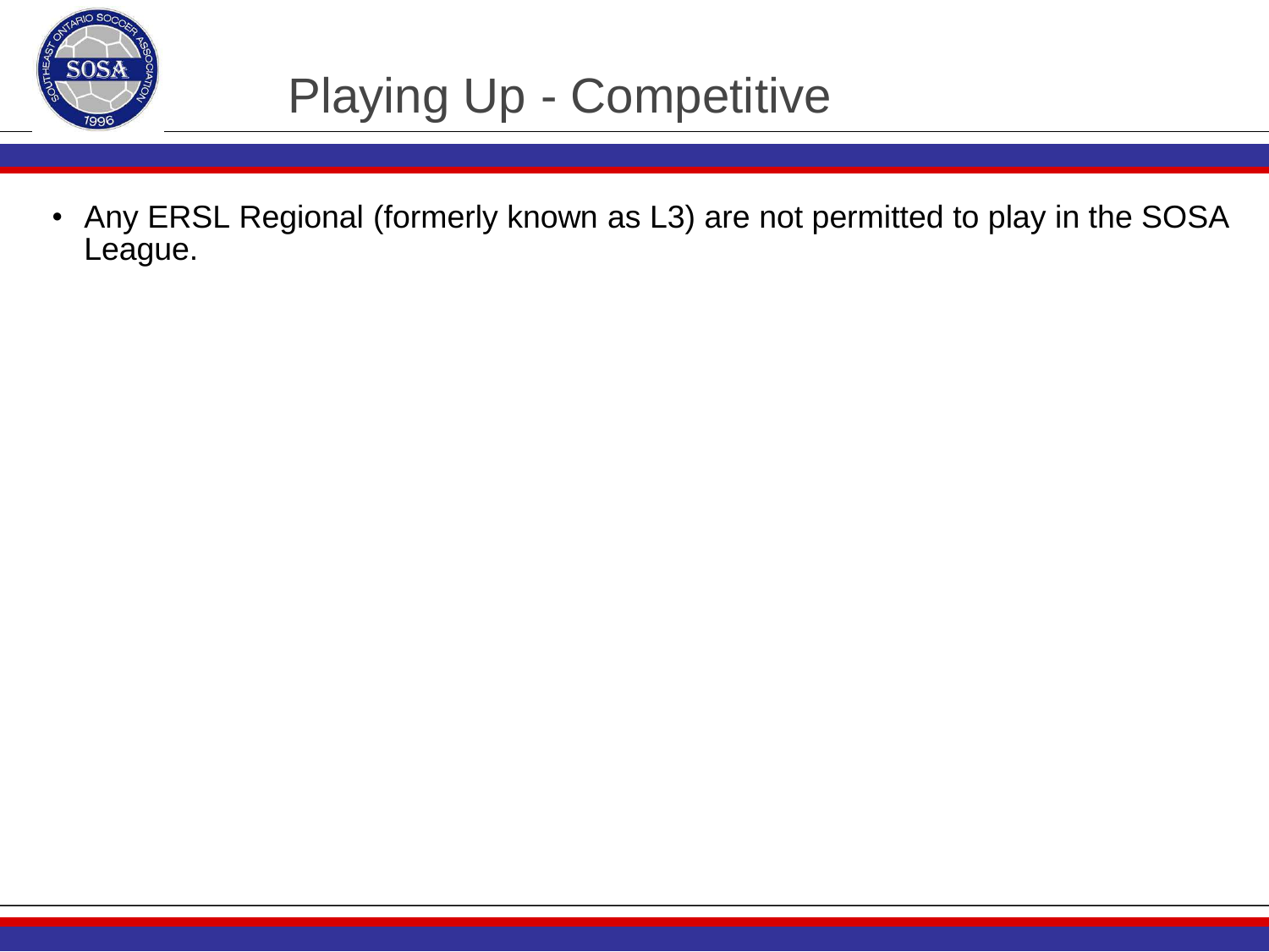# Playing Up - Competitive

- Any ERSL Regional (formerly known as L3) are not permitted to play in the SOSA League.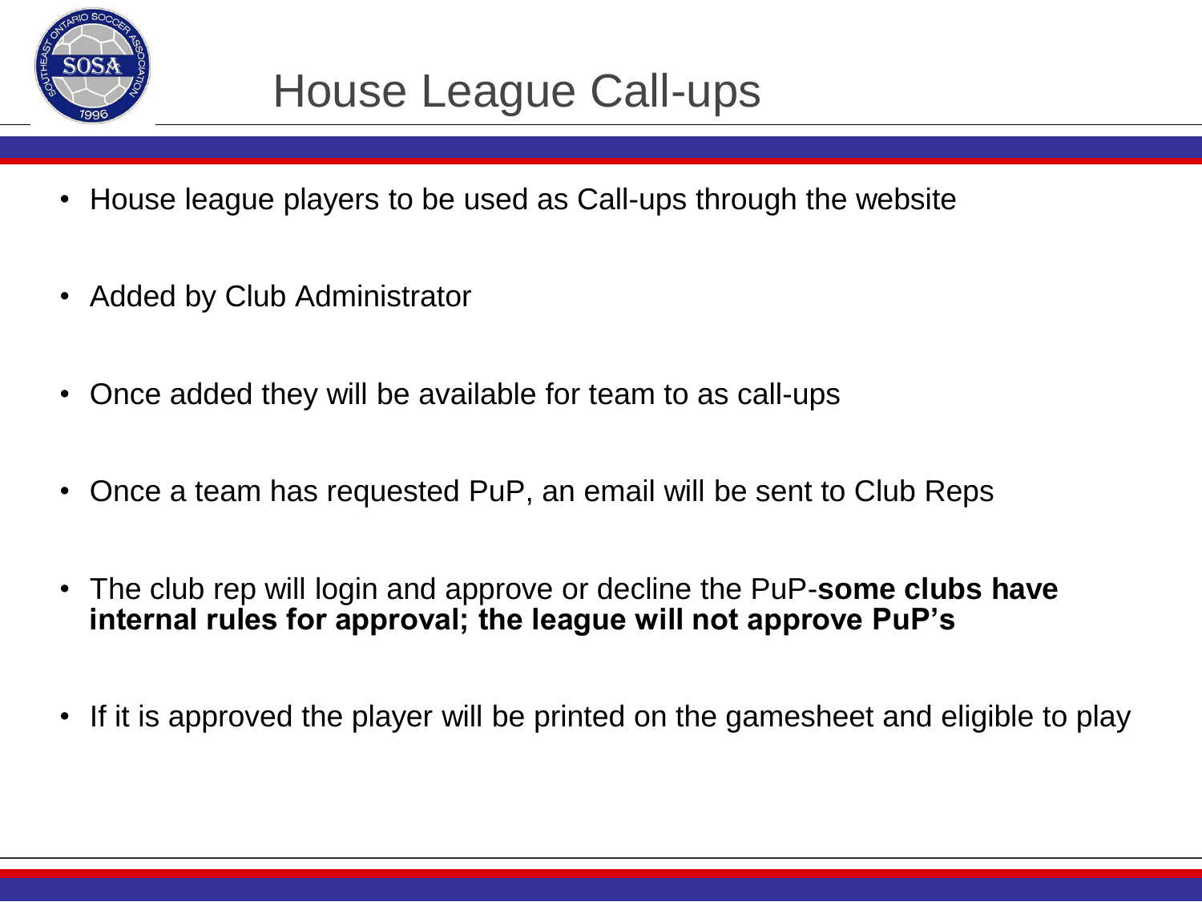# House League Call-ups

- House league players to be used as Call-ups through the website
- Added by Club Administrator
- Once added they will be available for team to as call-ups
- Once a team has requested PuP, an email will be sent to Club Reps
- The club rep will login and approve or decline the PuP-**some clubs have internal rules for approval; the league will not approve PuP's**
- If it is approved the player will be printed on the gamesheet and eligible to play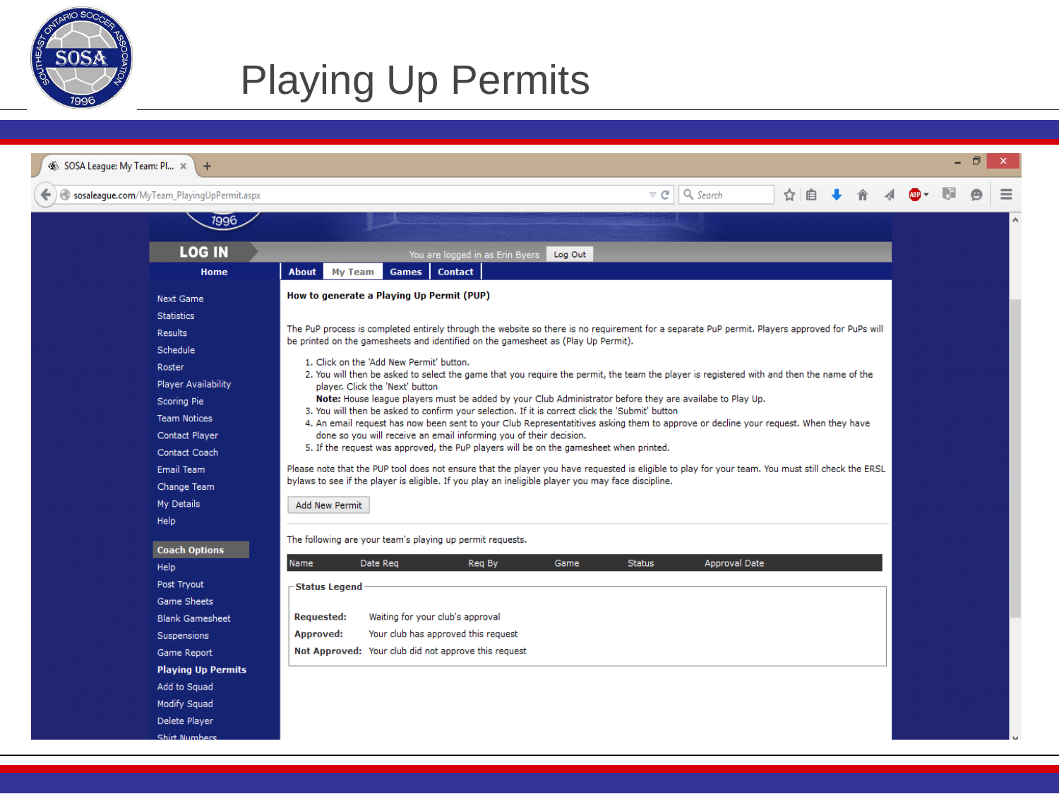# Playing Up Permits

sosaleague.com/MyTeam_PlayingUpPermit.aspx

LOG IN — You are logged in as Erin Byers — Log Out

Home | About | My Team | Games | Contact

- Next Game
- Statistics
- Results
- Schedule
- Roster
- Player Availability
- Scoring Pie
- Team Notices
- Contact Player
- Contact Coach
- Email Team
- Change Team
- My Details
- Help

**Coach Options**

- Help
- Post Tryout
- Game Sheets
- Blank Gamesheet
- Suspensions
- Game Report
- **Playing Up Permits**
- Add to Squad
- Modify Squad
- Delete Player
- Shirt Numbers

**How to generate a Playing Up Permit (PUP)**

The PuP process is completed entirely through the website so there is no requirement for a separate PuP permit. Players approved for PuPs will be printed on the gamesheets and identified on the gamesheet as (Play Up Permit).

1. Click on the 'Add New Permit' button.
2. You will then be asked to select the game that you require the permit, the team the player is registered with and then the name of the player. Click the 'Next' button
   **Note:** House league players must be added by your Club Administrator before they are availabe to Play Up.
3. You will then be asked to confirm your selection. If it is correct click the 'Submit' button
4. An email request has now been sent to your Club Representatitives asking them to approve or decline your request. When they have done so you will receive an email informing you of their decision.
5. If the request was approved, the PuP players will be on the gamesheet when printed.

Please note that the PUP tool does not ensure that the player you have requested is eligible to play for your team. You must still check the ERSL bylaws to see if the player is eligible. If you play an ineligible player you may face discipline.

Add New Permit

The following are your team's playing up permit requests.

| Name | Date Req | Req By | Game | Status | Approval Date |
|---|---|---|---|---|---|

**Status Legend**

| | |
|---|---|
| **Requested:** | Waiting for your club's approval |
| **Approved:** | Your club has approved this request |
| **Not Approved:** | Your club did not approve this request |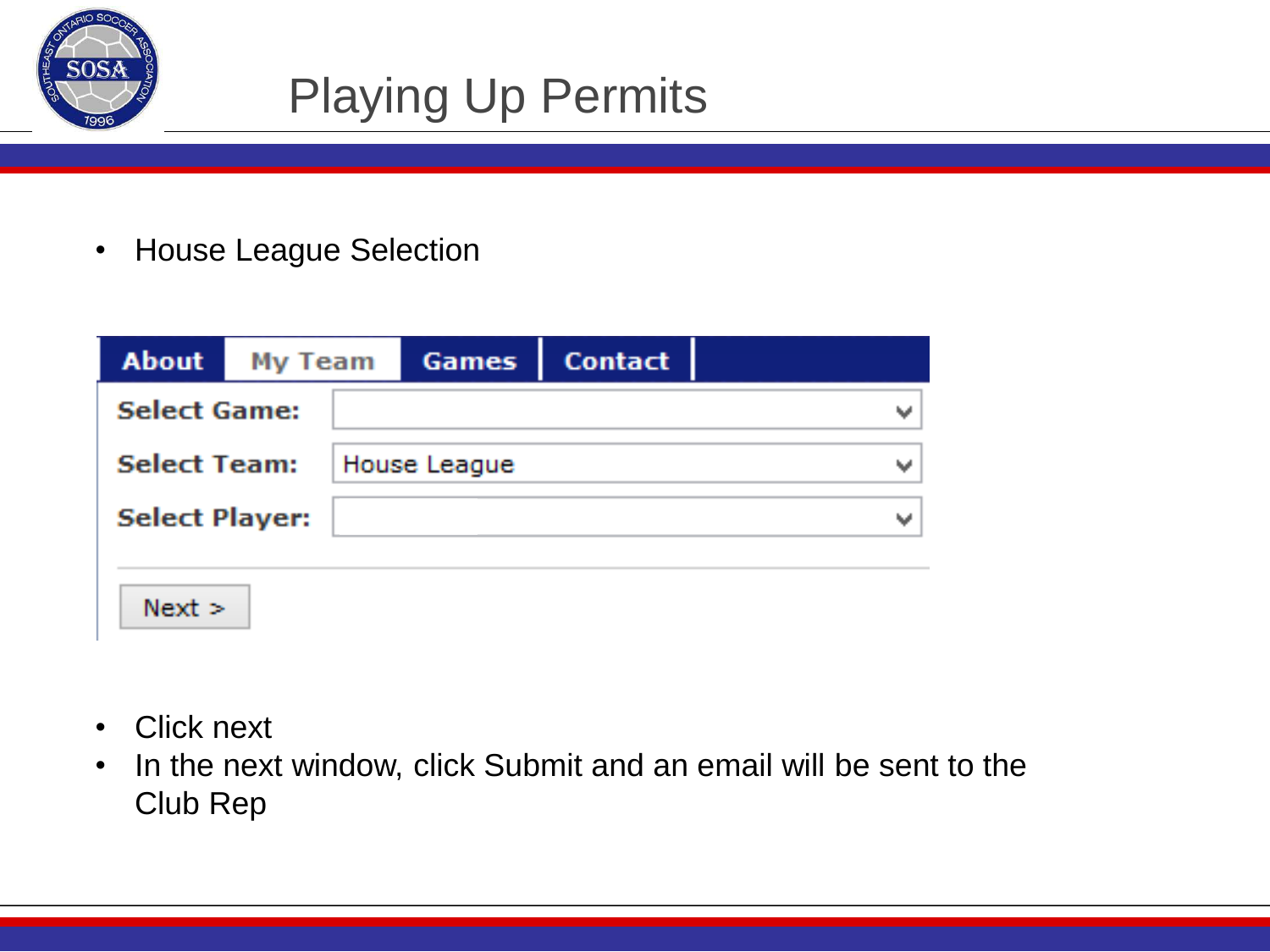# Playing Up Permits

- House League Selection

| About | My Team | Games | Contact |
|---|---|---|---|

**Select Game:** 

**Select Team:** House League

**Select Player:** 

Next >

- Click next
- In the next window, click Submit and an email will be sent to the Club Rep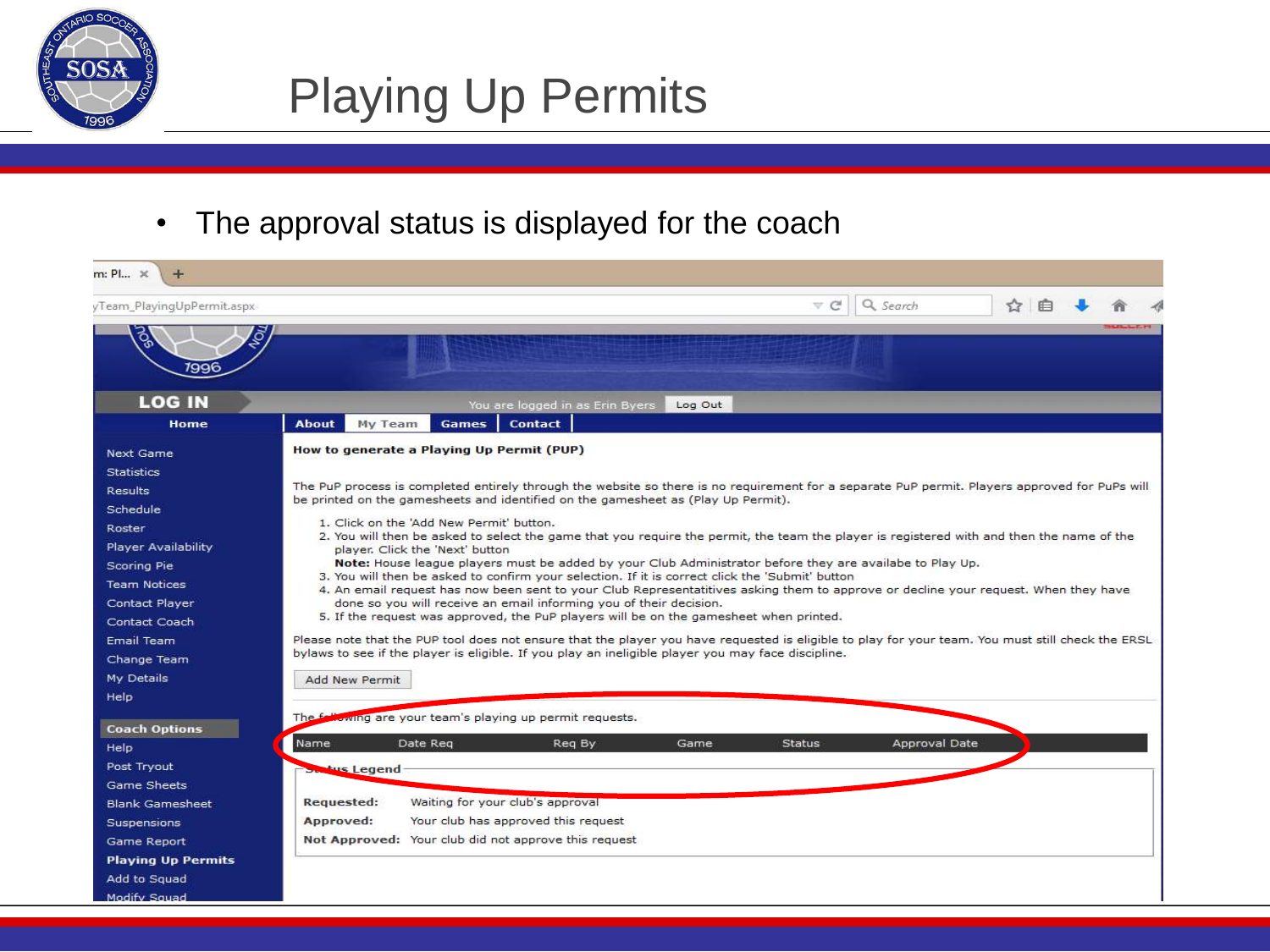# Playing Up Permits

- The approval status is displayed for the coach

**How to generate a Playing Up Permit (PUP)**

The PuP process is completed entirely through the website so there is no requirement for a separate PuP permit. Players approved for PuPs will be printed on the gamesheets and identified on the gamesheet as (Play Up Permit).

1. Click on the 'Add New Permit' button.
2. You will then be asked to select the game that you require the permit, the team the player is registered with and then the name of the player. Click the 'Next' button
   **Note:** House league players must be added by your Club Administrator before they are availabe to Play Up.
3. You will then be asked to confirm your selection. If it is correct click the 'Submit' button
4. An email request has now been sent to your Club Representatitives asking them to approve or decline your request. When they have done so you will receive an email informing you of their decision.
5. If the request was approved, the PuP players will be on the gamesheet when printed.

Please note that the PUP tool does not ensure that the player you have requested is eligible to play for your team. You must still check the ERSL bylaws to see if the player is eligible. If you play an ineligible player you may face discipline.

Add New Permit

The following are your team's playing up permit requests.

| Name | Date Req | Req By | Game | Status | Approval Date |
|---|---|---|---|---|---|

Status Legend

**Requested:** Waiting for your club's approval
**Approved:** Your club has approved this request
**Not Approved:** Your club did not approve this request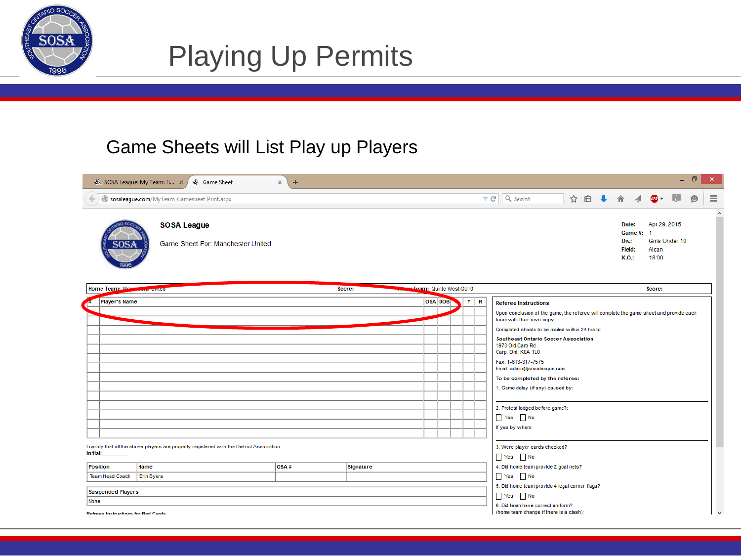# Playing Up Permits

## Game Sheets will List Play up Players

**SOSA League**

Game Sheet For: Manchester United

**Date:** Apr 29, 2015
**Game #:** 1
**Div.:** Girls Under 10
**Field:** Alcan
**K.O.:** 18:00

**Home Team:** Manchester United **Score:** **Away Team:** Quinte West GU10 **Score:**

| # | Player's Name | OSA | DOB | | Y | R |
|---|---|---|---|---|---|---|
| | | | | | | |
| | | | | | | |
| | | | | | | |
| | | | | | | |
| | | | | | | |
| | | | | | | |
| | | | | | | |
| | | | | | | |
| | | | | | | |
| | | | | | | |
| | | | | | | |
| | | | | | | |
| | | | | | | |
| | | | | | | |

I certify that all the above players are properly registered with the District Association
**Initial:**_________

| Position | Name | OSA # | Signature |
|---|---|---|---|
| Team Head Coach | Erin Byers | | |

| Suspended Players |
|---|
| None |

Referee Instructions for Red Cards

**Referee Instructions**

Upon conclusion of the game, the referee will complete the game sheet and provide each team with their own copy.

Completed sheets to be mailed within 24 hrs to:

**Southeast Ontario Soccer Association**
1973 Old Carp Rd
Carp, Ont, K0A 1L0

Fax: 1-613-317-7575
Email: admin@sosaleague.com

**To be completed by the referee:**

1. Game delay (if any) caused by:

2. Protest lodged before game?:
☐ Yes ☐ No
If yes by whom:

3. Were player cards checked?
☐ Yes ☐ No

4. Did home team provide 2 goal nets?
☐ Yes ☐ No

5. Did home team provide 4 legal corner flags?
☐ Yes ☐ No

6. Did team have correct uniform?
(home team change if there is a clash):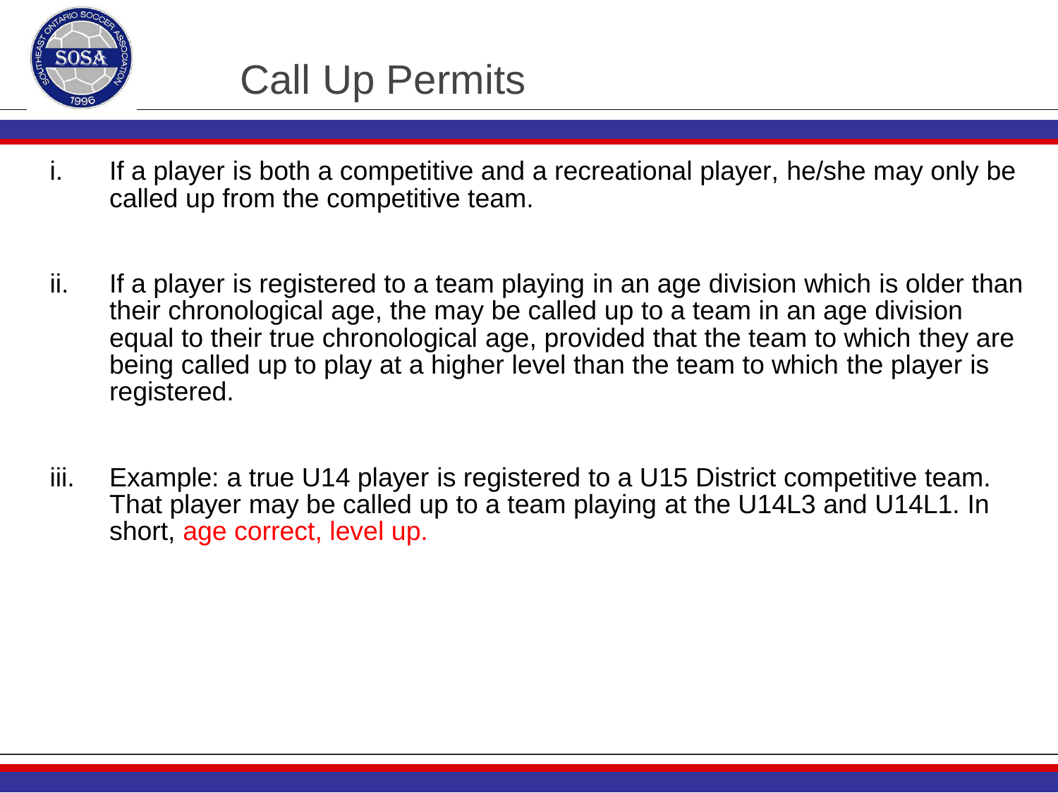# Call Up Permits

i. If a player is both a competitive and a recreational player, he/she may only be called up from the competitive team.

ii. If a player is registered to a team playing in an age division which is older than their chronological age, the may be called up to a team in an age division equal to their true chronological age, provided that the team to which they are being called up to play at a higher level than the team to which the player is registered.

iii. Example: a true U14 player is registered to a U15 District competitive team. That player may be called up to a team playing at the U14L3 and U14L1. In short, age correct, level up.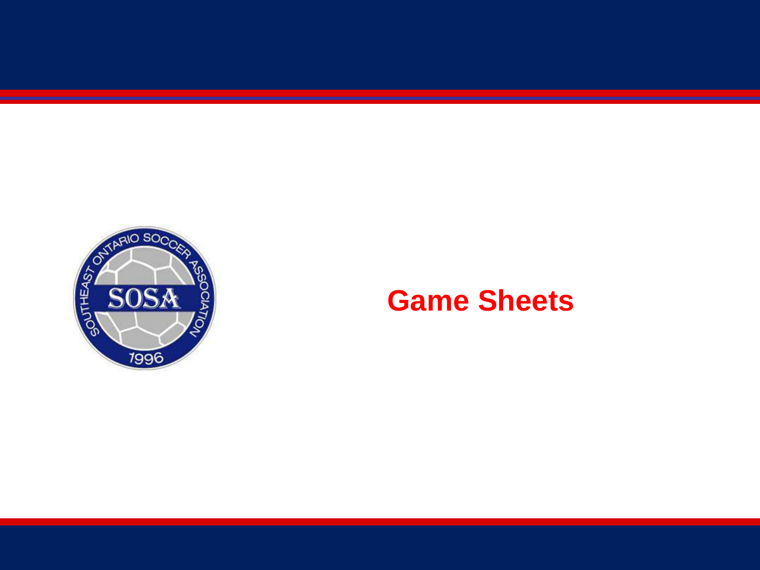# Game Sheets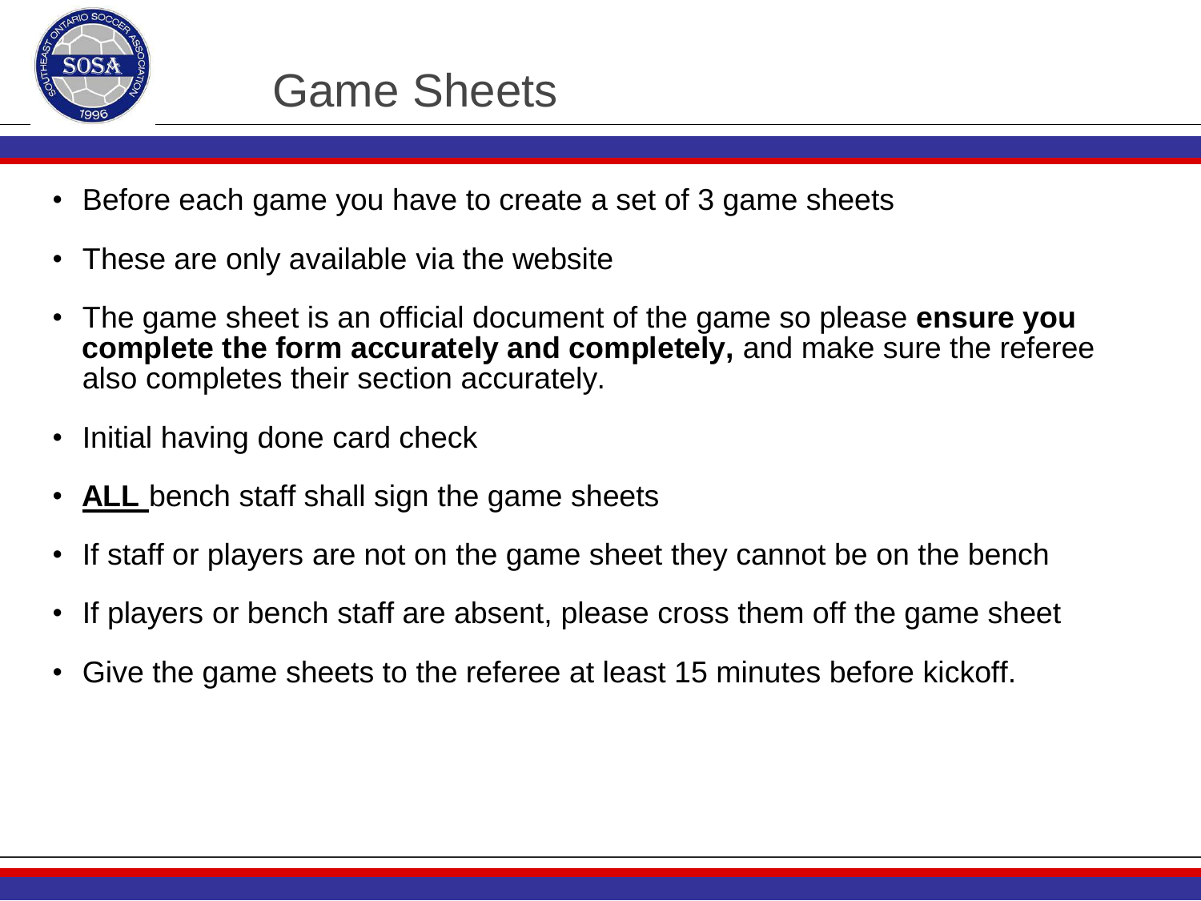# Game Sheets

- Before each game you have to create a set of 3 game sheets
- These are only available via the website
- The game sheet is an official document of the game so please **ensure you complete the form accurately and completely,** and make sure the referee also completes their section accurately.
- Initial having done card check
- **ALL** bench staff shall sign the game sheets
- If staff or players are not on the game sheet they cannot be on the bench
- If players or bench staff are absent, please cross them off the game sheet
- Give the game sheets to the referee at least 15 minutes before kickoff.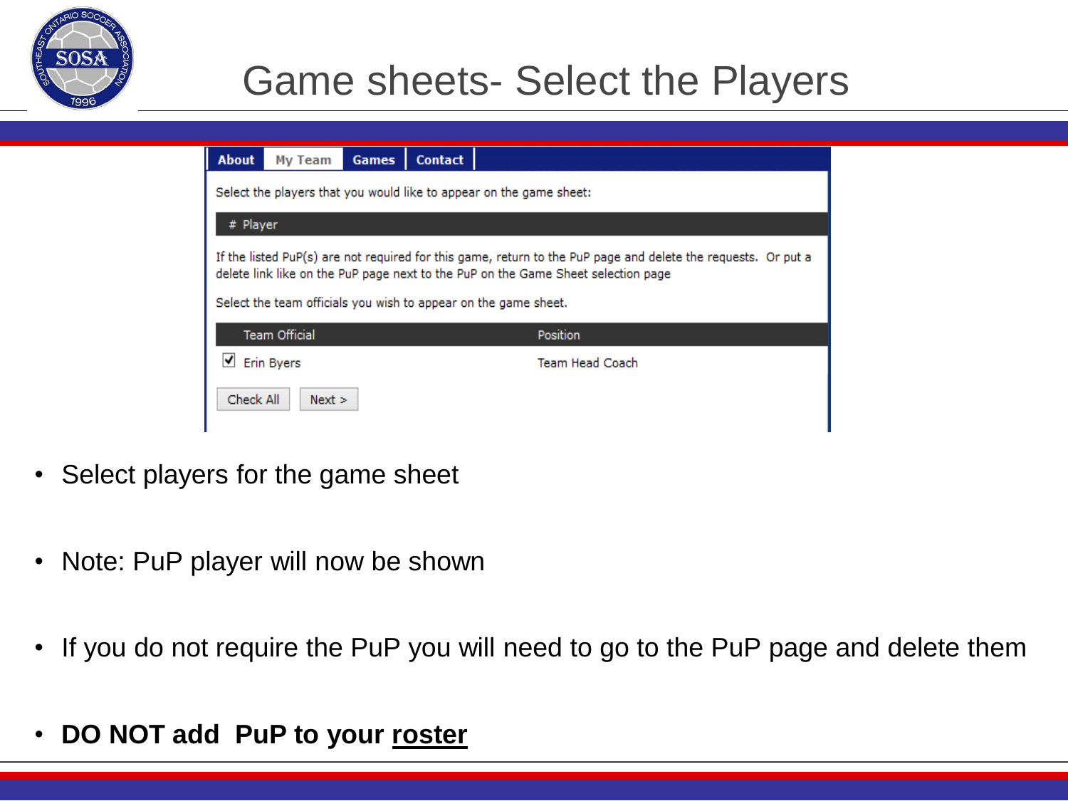# Game sheets- Select the Players

About | My Team | Games | Contact

Select the players that you would like to appear on the game sheet:

| # | Player |
|---|---|

If the listed PuP(s) are not required for this game, return to the PuP page and delete the requests. Or put a delete link like on the PuP page next to the PuP on the Game Sheet selection page

Select the team officials you wish to appear on the game sheet.

| Team Official | Position |
|---|---|
| ☑ Erin Byers | Team Head Coach |

Check All | Next >

- Select players for the game sheet
- Note: PuP player will now be shown
- If you do not require the PuP you will need to go to the PuP page and delete them
- **DO NOT add PuP to your <u>roster</u>**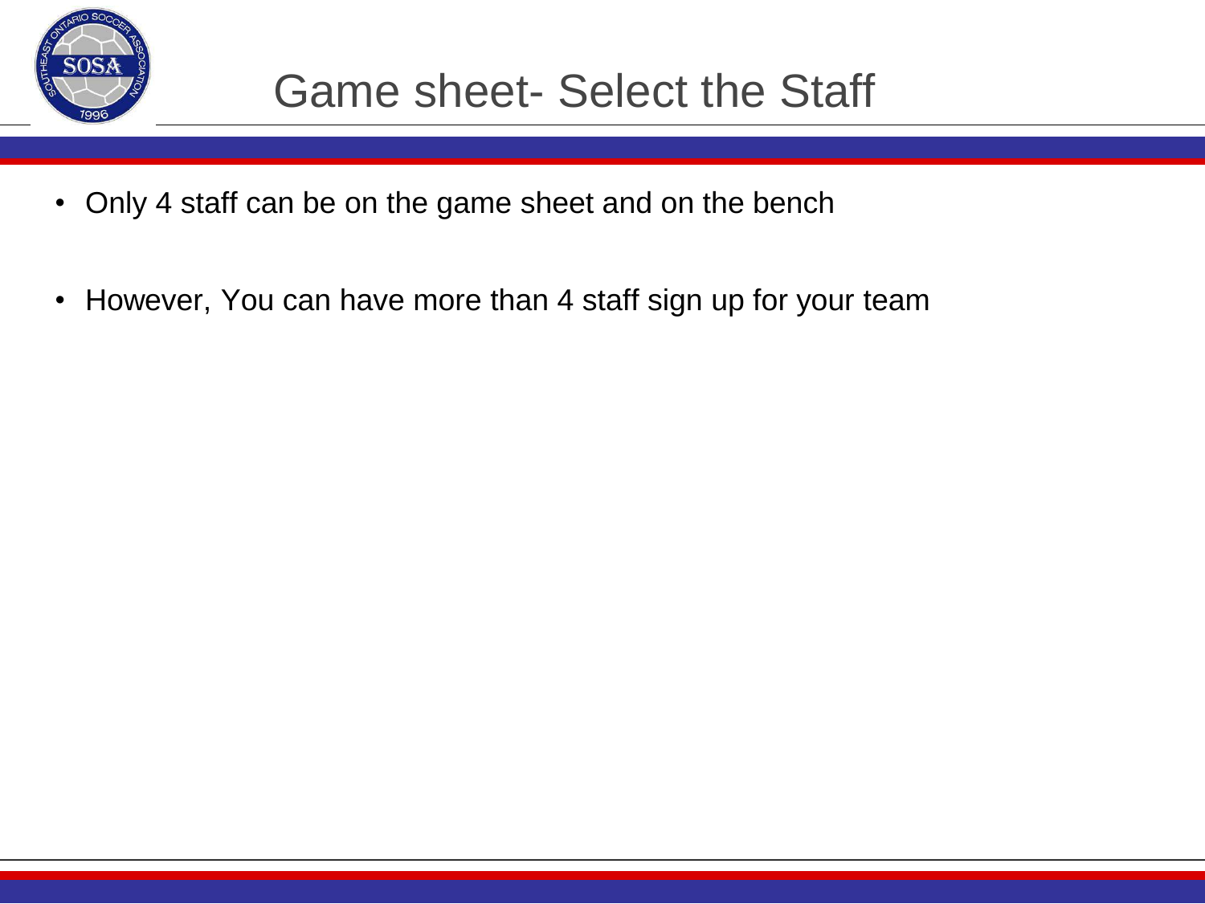# Game sheet- Select the Staff

- Only 4 staff can be on the game sheet and on the bench
- However, You can have more than 4 staff sign up for your team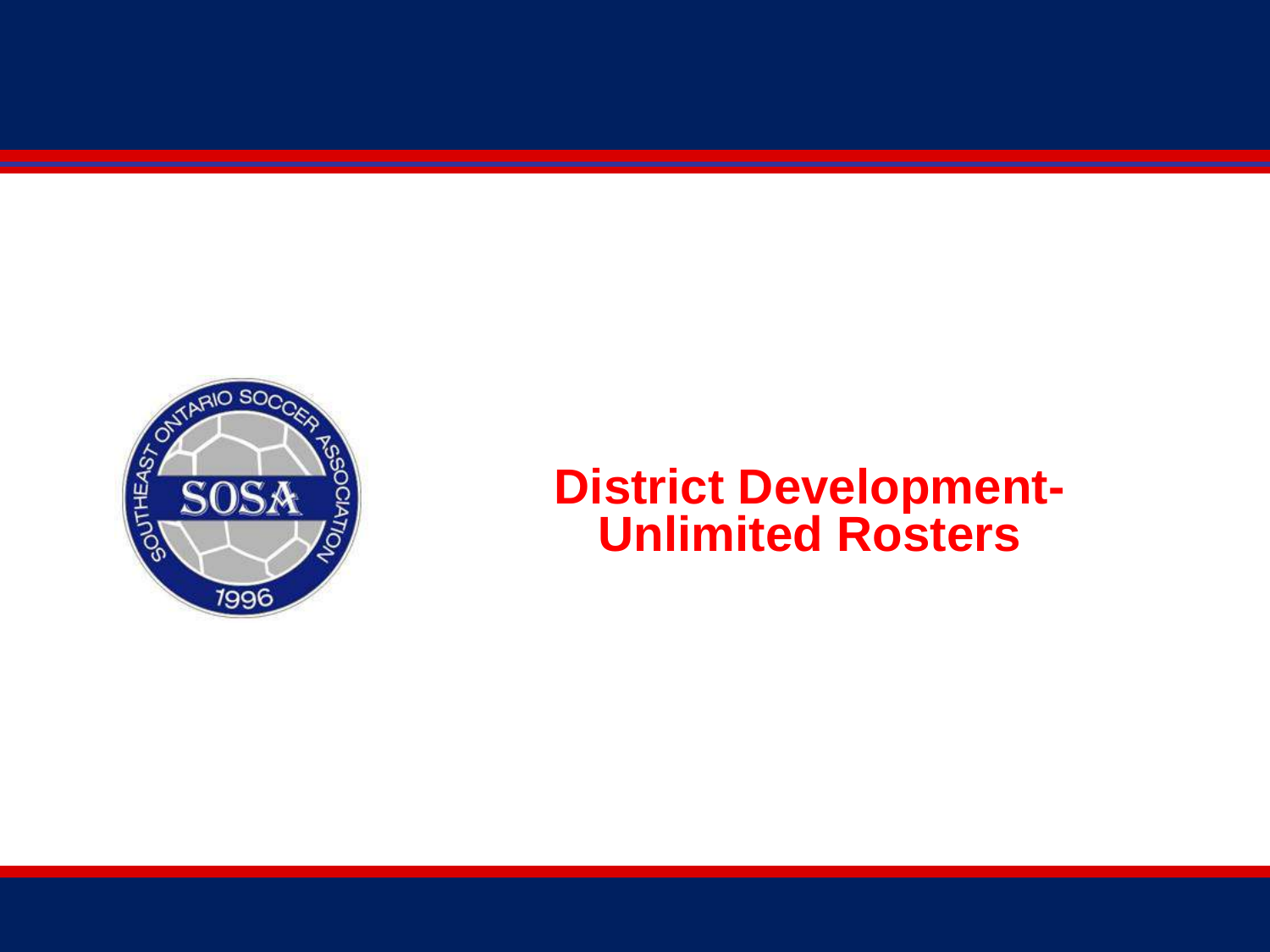# District Development- Unlimited Rosters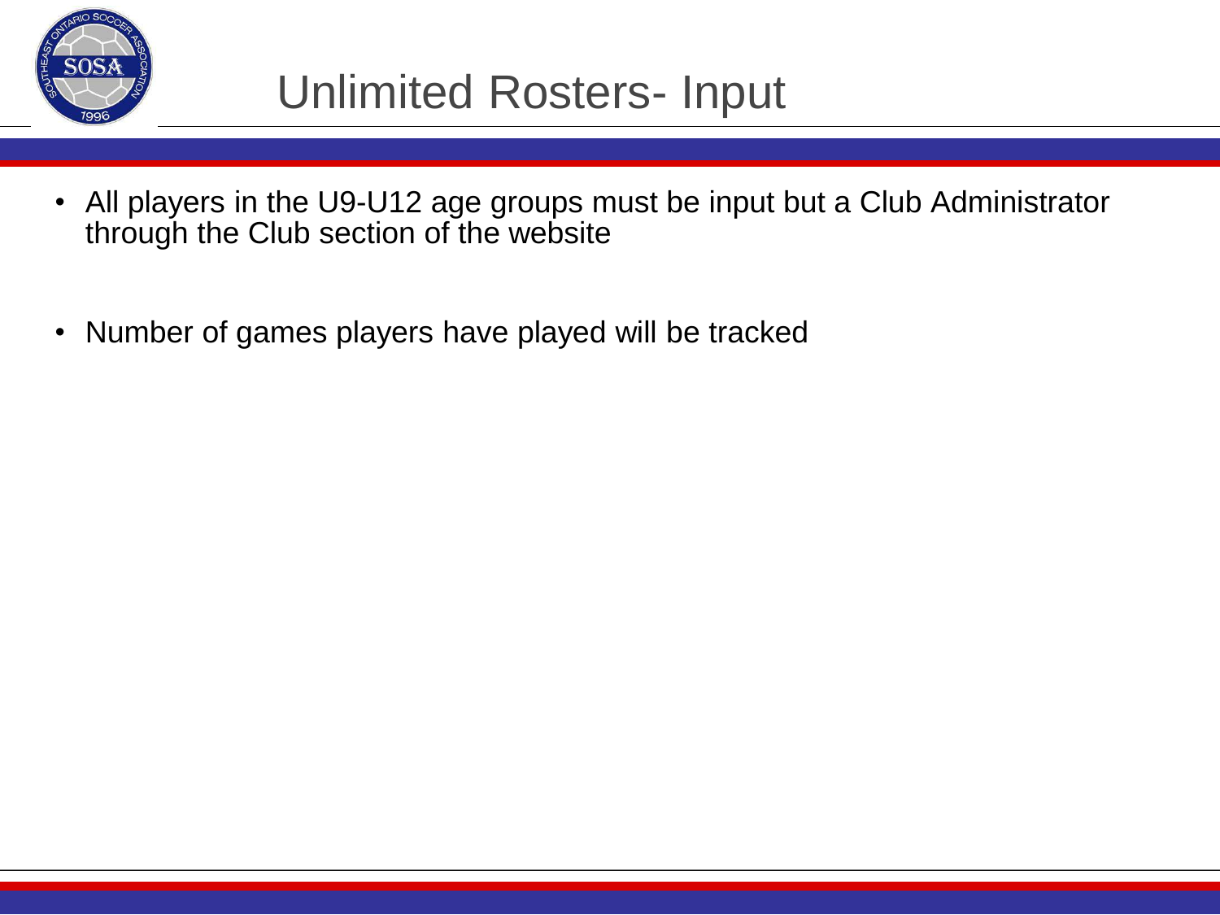# Unlimited Rosters- Input

- All players in the U9-U12 age groups must be input but a Club Administrator through the Club section of the website
- Number of games players have played will be tracked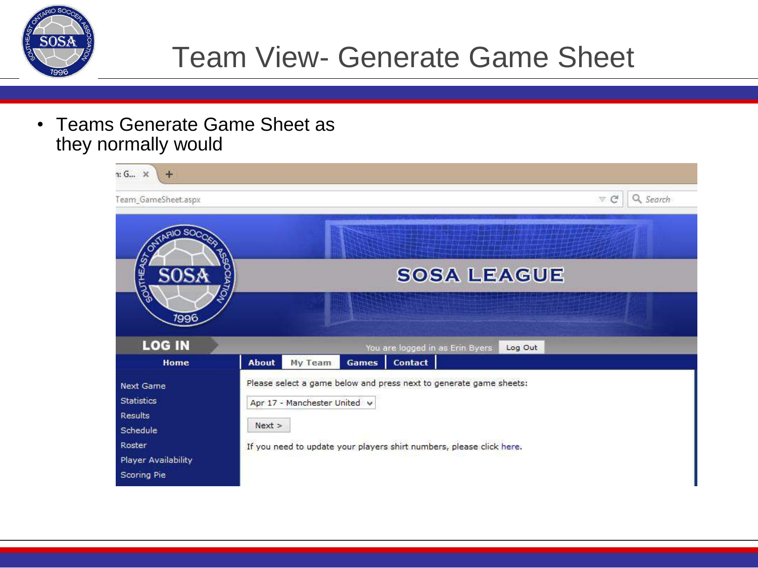# Team View- Generate Game Sheet

- Teams Generate Game Sheet as they normally would

Team_GameSheet.aspx

SOSA LEAGUE

LOG IN

You are logged in as Erin Byers Log Out

Home

About | My Team | Games | Contact

Next Game
Statistics
Results
Schedule
Roster
Player Availability
Scoring Pie

Please select a game below and press next to generate game sheets:

Apr 17 - Manchester United

Next >

If you need to update your players shirt numbers, please click here.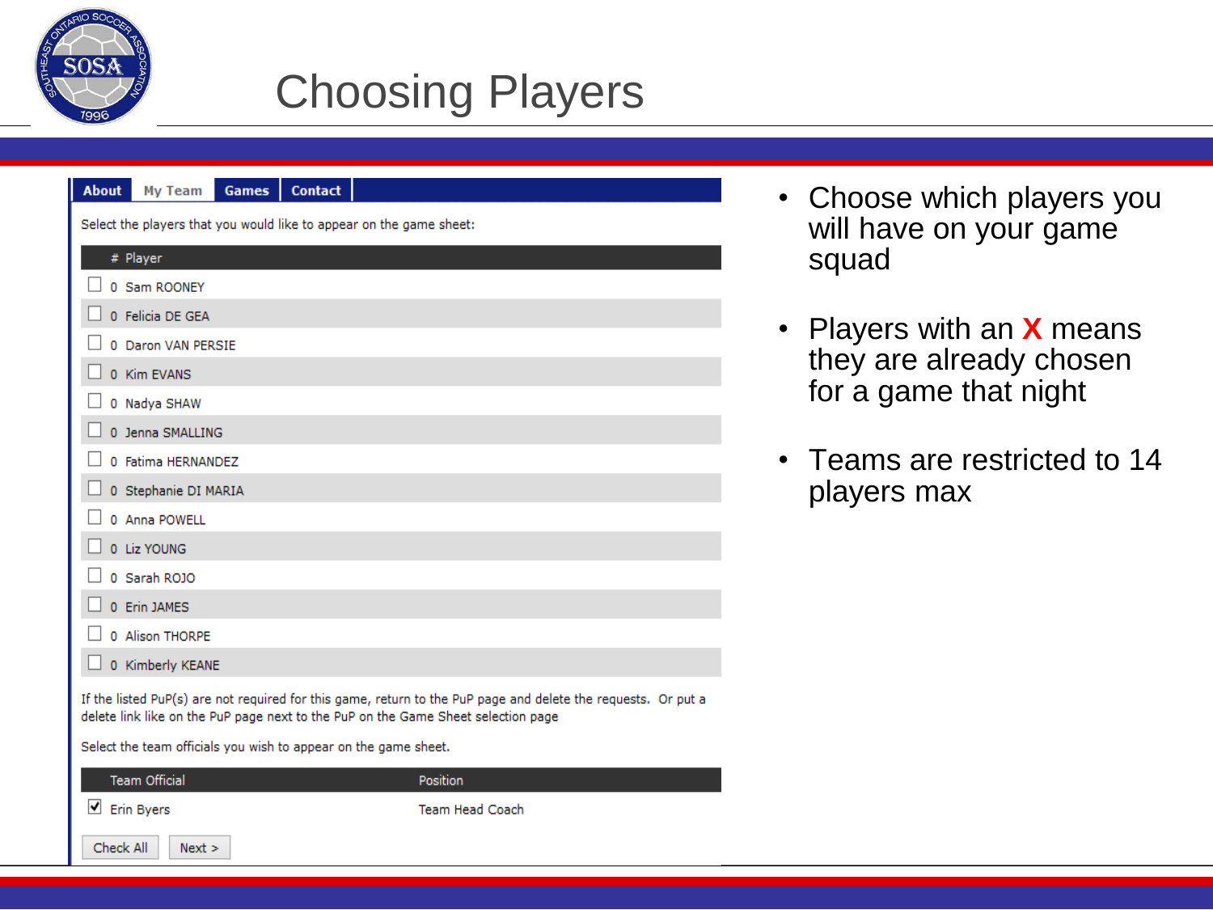# Choosing Players

About | My Team | Games | Contact

Select the players that you would like to appear on the game sheet:

| | # | Player |
|---|---|---|
| ☐ | 0 | Sam ROONEY |
| ☐ | 0 | Felicia DE GEA |
| ☐ | 0 | Daron VAN PERSIE |
| ☐ | 0 | Kim EVANS |
| ☐ | 0 | Nadya SHAW |
| ☐ | 0 | Jenna SMALLING |
| ☐ | 0 | Fatima HERNANDEZ |
| ☐ | 0 | Stephanie DI MARIA |
| ☐ | 0 | Anna POWELL |
| ☐ | 0 | Liz YOUNG |
| ☐ | 0 | Sarah ROJO |
| ☐ | 0 | Erin JAMES |
| ☐ | 0 | Alison THORPE |
| ☐ | 0 | Kimberly KEANE |

If the listed PuP(s) are not required for this game, return to the PuP page and delete the requests. Or put a delete link like on the PuP page next to the PuP on the Game Sheet selection page

Select the team officials you wish to appear on the game sheet.

| | Team Official | Position |
|---|---|---|
| ☑ | Erin Byers | Team Head Coach |

Check All | Next >

- Choose which players you will have on your game squad
- Players with an **X** means they are already chosen for a game that night
- Teams are restricted to 14 players max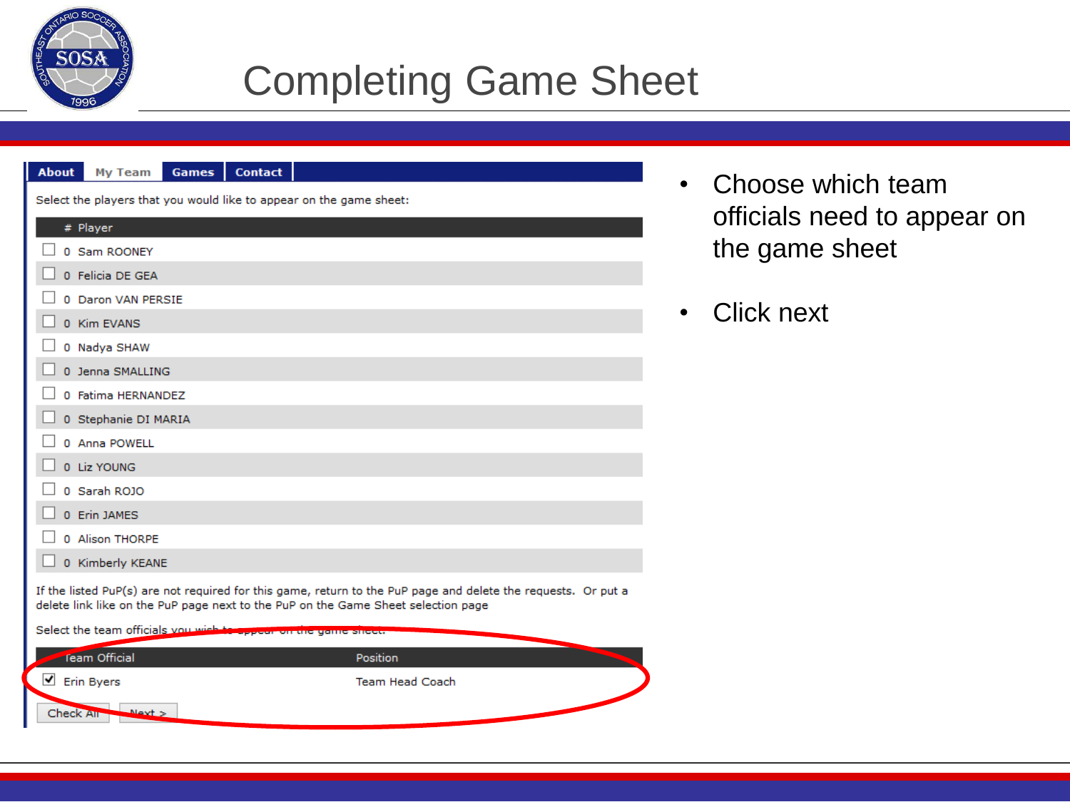# Completing Game Sheet

About | My Team | Games | Contact

Select the players that you would like to appear on the game sheet:

| | # | Player |
|---|---|---|
| ☐ | 0 | Sam ROONEY |
| ☐ | 0 | Felicia DE GEA |
| ☐ | 0 | Daron VAN PERSIE |
| ☐ | 0 | Kim EVANS |
| ☐ | 0 | Nadya SHAW |
| ☐ | 0 | Jenna SMALLING |
| ☐ | 0 | Fatima HERNANDEZ |
| ☐ | 0 | Stephanie DI MARIA |
| ☐ | 0 | Anna POWELL |
| ☐ | 0 | Liz YOUNG |
| ☐ | 0 | Sarah ROJO |
| ☐ | 0 | Erin JAMES |
| ☐ | 0 | Alison THORPE |
| ☐ | 0 | Kimberly KEANE |

If the listed PuP(s) are not required for this game, return to the PuP page and delete the requests. Or put a delete link like on the PuP page next to the PuP on the Game Sheet selection page

Select the team officials you wish to appear on the game sheet:

| | Team Official | Position |
|---|---|---|
| ☑ | Erin Byers | Team Head Coach |

Check All | Next >

- Choose which team officials need to appear on the game sheet
- Click next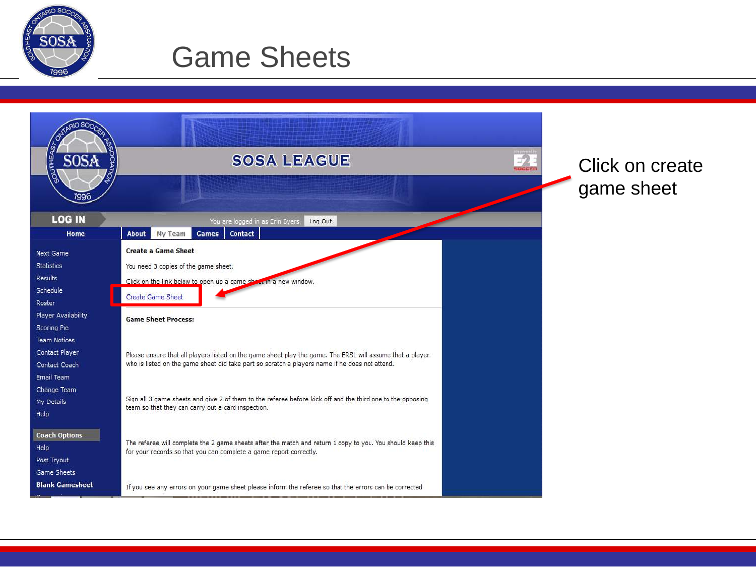# Game Sheets

Click on create game sheet

SOSA LEAGUE

LOG IN

You are logged in as Erin Byers | Log Out

Home | About | My Team | Games | Contact

- Next Game
- Statistics
- Results
- Schedule
- Roster
- Player Availability
- Scoring Pie
- Team Notices
- Contact Player
- Contact Coach
- Email Team
- Change Team
- My Details
- Help

**Coach Options**

- Help
- Post Tryout
- Game Sheets
- **Blank Gamesheet**

**Create a Game Sheet**

You need 3 copies of the game sheet.

Click on the link below to open up a game sheet in a new window.

Create Game Sheet

**Game Sheet Process:**

Please ensure that all players listed on the game sheet play the game. The ERSL will assume that a player who is listed on the game sheet did take part so scratch a players name if he does not attend.

Sign all 3 game sheets and give 2 of them to the referee before kick off and the third one to the opposing team so that they can carry out a card inspection.

The referee will complete the 2 game sheets after the match and return 1 copy to you. You should keep this for your records so that you can complete a game report correctly.

If you see any errors on your game sheet please inform the referee so that the errors can be corrected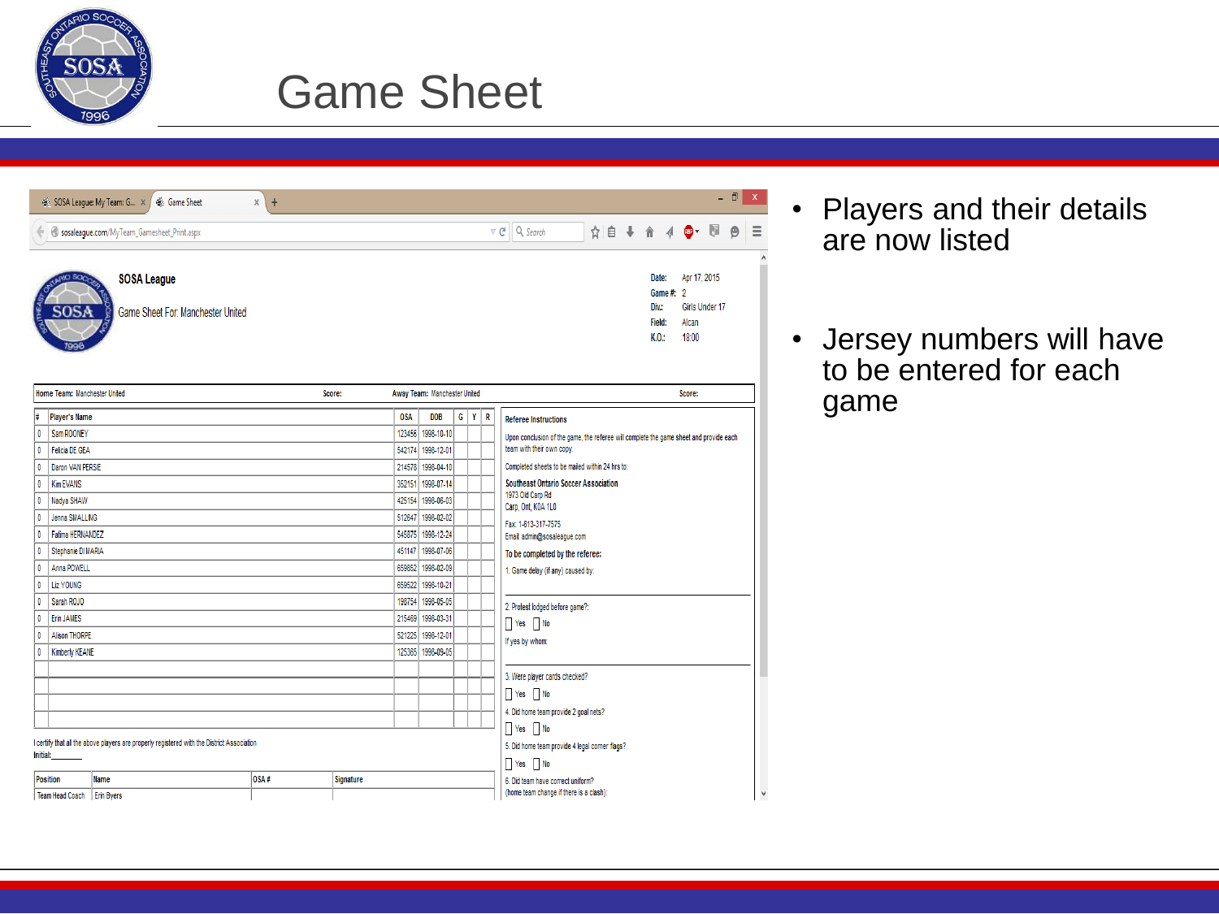# Game Sheet

SOSA League

Game Sheet For: Manchester United

Date: Apr 17, 2015
Game #: 2
Div: Girls Under 17
Field: Alcan
K.O.: 18:00

| Home Team: Manchester United | Score: | Away Team: Manchester United | Score: |
|---|---|---|---|

| # | Player's Name | OSA | DOB | G | Y | R |
|---|---|---|---|---|---|---|
| 0 | Sam ROONEY | 123456 | 1998-10-10 | | | |
| 0 | Felicia DE GEA | 542174 | 1998-12-01 | | | |
| 0 | Daron VAN PERSIE | 214578 | 1998-04-10 | | | |
| 0 | Kim EVANS | 352151 | 1998-07-14 | | | |
| 0 | Nadya SHAW | 425154 | 1998-06-03 | | | |
| 0 | Jenna SMALLING | 512647 | 1998-02-02 | | | |
| 0 | Fatima HERNANDEZ | 545875 | 1998-12-24 | | | |
| 0 | Stephanie DI MARIA | 451147 | 1998-07-06 | | | |
| 0 | Anna POWELL | 659852 | 1998-02-09 | | | |
| 0 | Liz YOUNG | 659522 | 1998-10-21 | | | |
| 0 | Sarah ROJO | 198754 | 1998-05-05 | | | |
| 0 | Erin JAMES | 215469 | 1998-03-31 | | | |
| 0 | Alison THORPE | 521225 | 1998-12-01 | | | |
| 0 | Kimberly KEANE | 125365 | 1998-09-05 | | | |
| | | | | | | |
| | | | | | | |
| | | | | | | |
| | | | | | | |

I certify that all the above players are properly registered with the District Association

Initial: _______

| Position | Name | OSA # | Signature |
|---|---|---|---|
| Team Head Coach | Erin Byers | | |

**Referee Instructions**

Upon conclusion of the game, the referee will complete the game sheet and provide each team with their own copy.

Completed sheets to be mailed within 24 hrs to:

**Southeast Ontario Soccer Association**
1973 Old Carp Rd
Carp, Ont, K0A 1L0

Fax: 1-613-317-7575
Email: admin@sosaleague.com

**To be completed by the referee:**

1. Game delay (if any) caused by:

2. Protest lodged before game?:
☐ Yes ☐ No
If yes by whom:

3. Were player cards checked?
☐ Yes ☐ No

4. Did home team provide 2 goal nets?
☐ Yes ☐ No

5. Did home team provide 4 legal corner flags?
☐ Yes ☐ No

6. Did team have correct uniform?
(home team change if there is a clash):

- Players and their details are now listed
- Jersey numbers will have to be entered for each game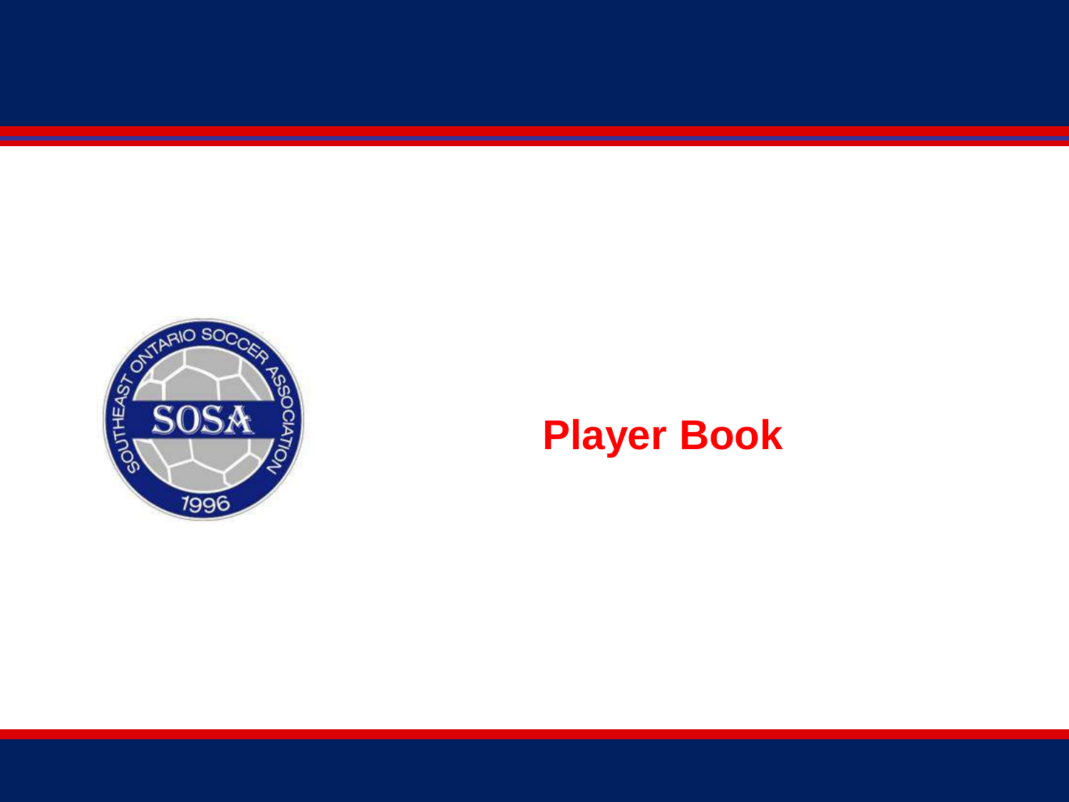# Player Book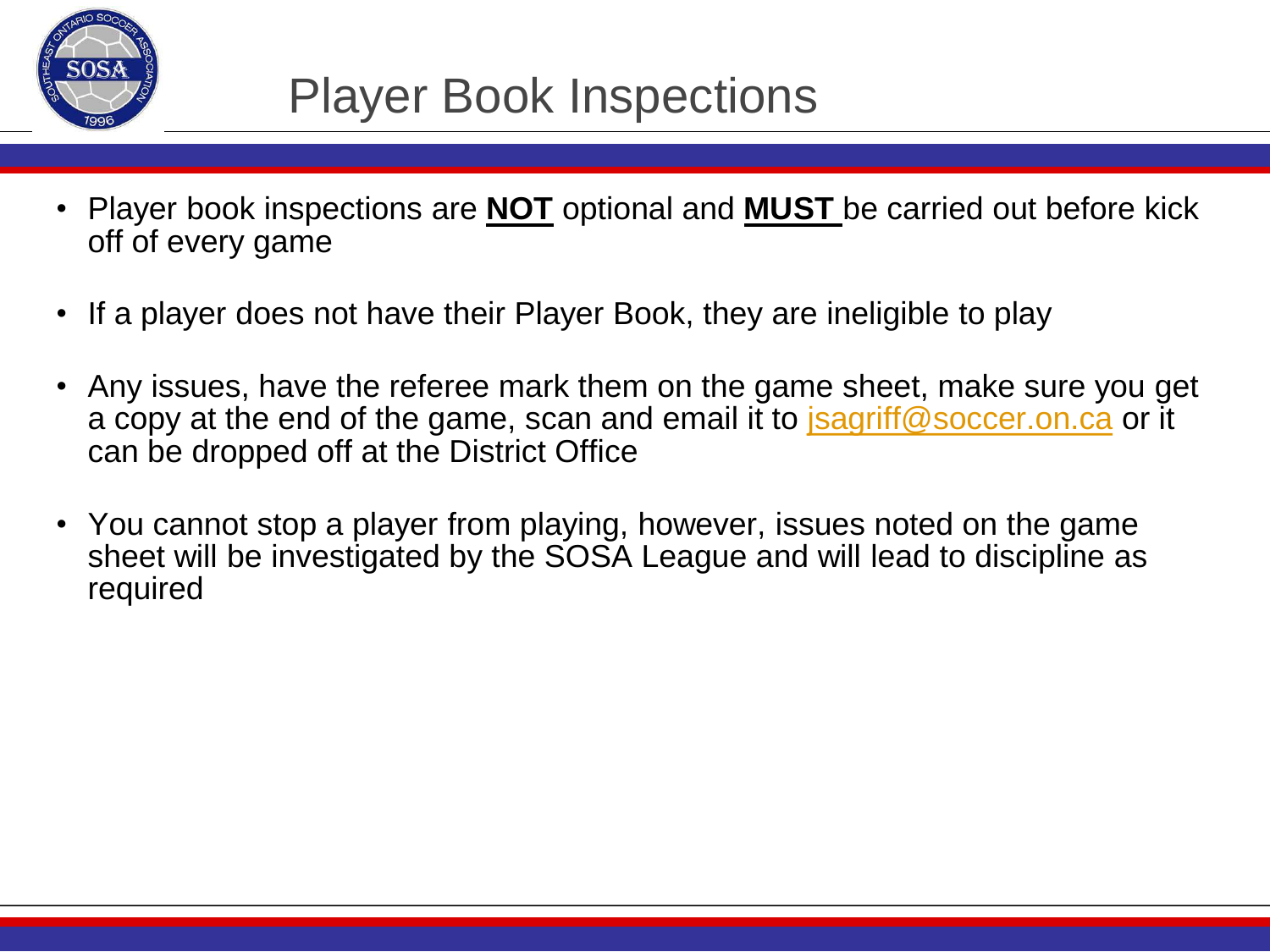# Player Book Inspections

- Player book inspections are **<u>NOT</u>** optional and **<u>MUST</u>** be carried out before kick off of every game
- If a player does not have their Player Book, they are ineligible to play
- Any issues, have the referee mark them on the game sheet, make sure you get a copy at the end of the game, scan and email it to jsagriff@soccer.on.ca or it can be dropped off at the District Office
- You cannot stop a player from playing, however, issues noted on the game sheet will be investigated by the SOSA League and will lead to discipline as required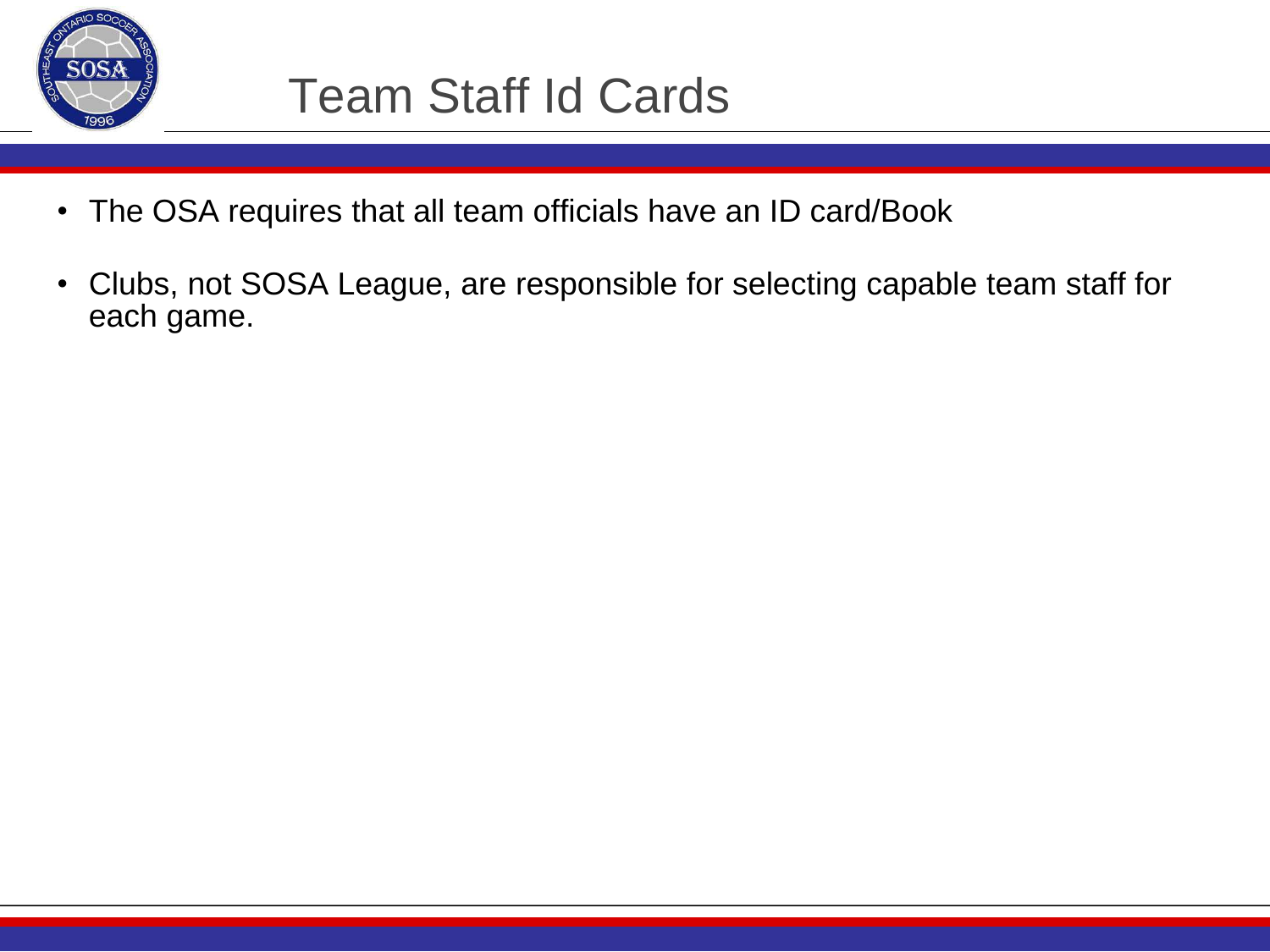# Team Staff Id Cards

- The OSA requires that all team officials have an ID card/Book
- Clubs, not SOSA League, are responsible for selecting capable team staff for each game.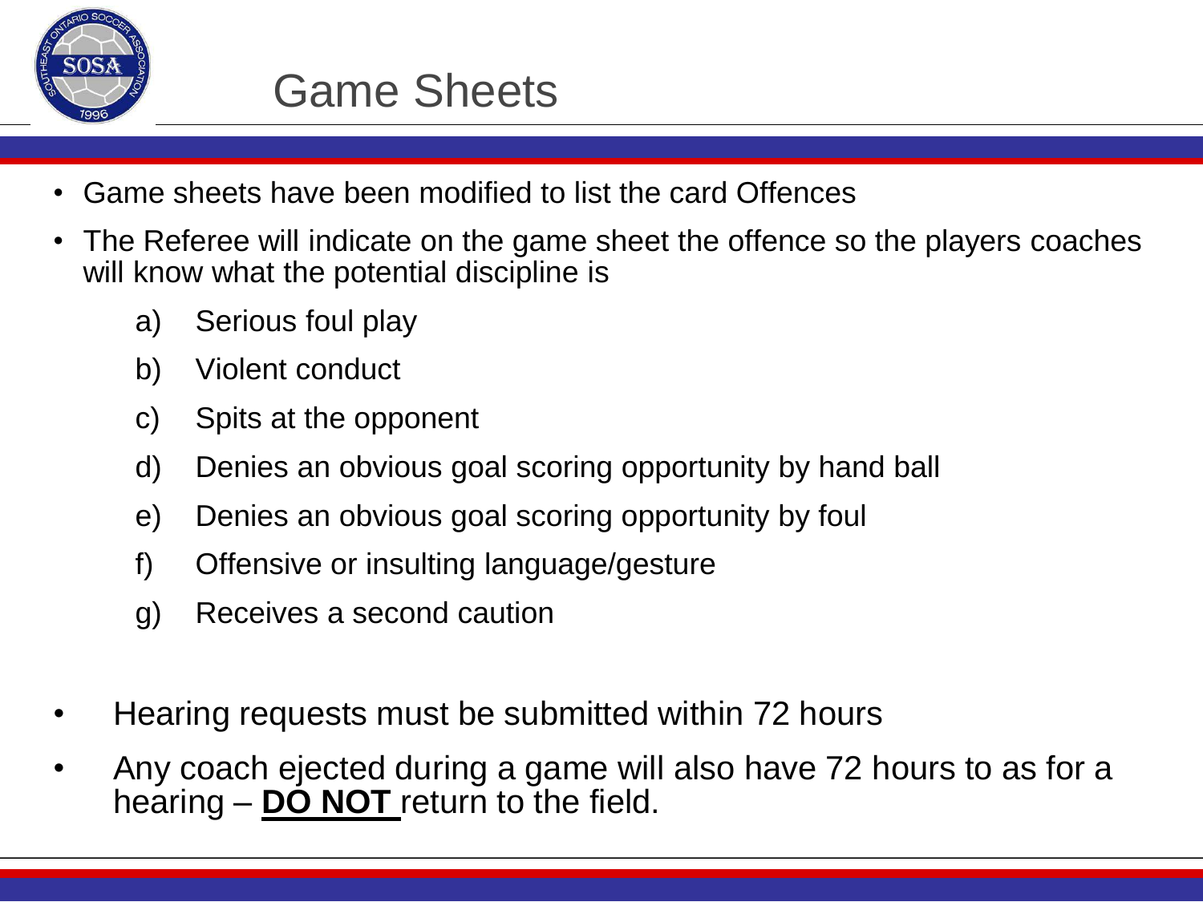# Game Sheets

- Game sheets have been modified to list the card Offences
- The Referee will indicate on the game sheet the offence so the players coaches will know what the potential discipline is
  a) Serious foul play
  b) Violent conduct
  c) Spits at the opponent
  d) Denies an obvious goal scoring opportunity by hand ball
  e) Denies an obvious goal scoring opportunity by foul
  f) Offensive or insulting language/gesture
  g) Receives a second caution

- Hearing requests must be submitted within 72 hours
- Any coach ejected during a game will also have 72 hours to as for a hearing – **DO NOT** return to the field.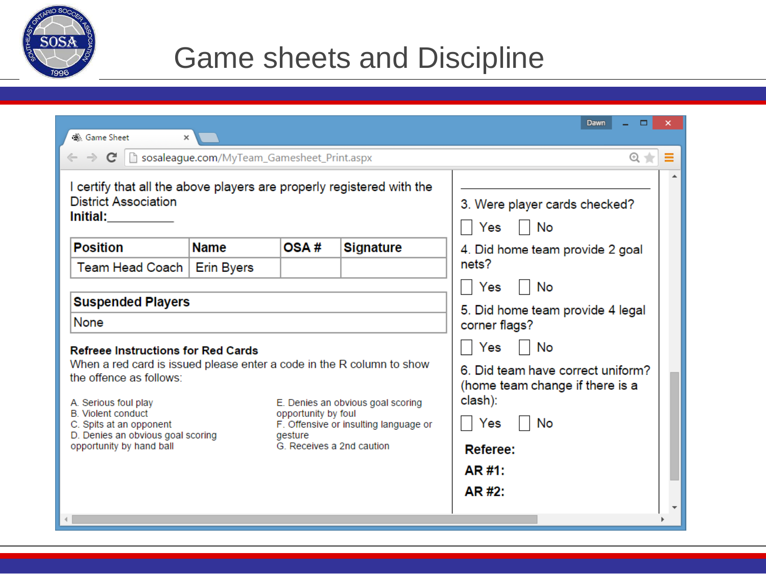# Game sheets and Discipline

I certify that all the above players are properly registered with the District Association
**Initial:**__________

| Position | Name | OSA # | Signature |
|---|---|---|---|
| Team Head Coach | Erin Byers | | |

| Suspended Players |
|---|
| None |

**Refereee Instructions for Red Cards**
When a red card is issued please enter a code in the R column to show the offence as follows:

A. Serious foul play
B. Violent conduct
C. Spits at an opponent
D. Denies an obvious goal scoring opportunity by hand ball
E. Denies an obvious goal scoring opportunity by foul
F. Offensive or insulting language or gesture
G. Receives a 2nd caution

3. Were player cards checked?

☐ Yes ☐ No

4. Did home team provide 2 goal nets?

☐ Yes ☐ No

5. Did home team provide 4 legal corner flags?

☐ Yes ☐ No

6. Did team have correct uniform? (home team change if there is a clash):

☐ Yes ☐ No

**Referee:**

**AR #1:**

**AR #2:**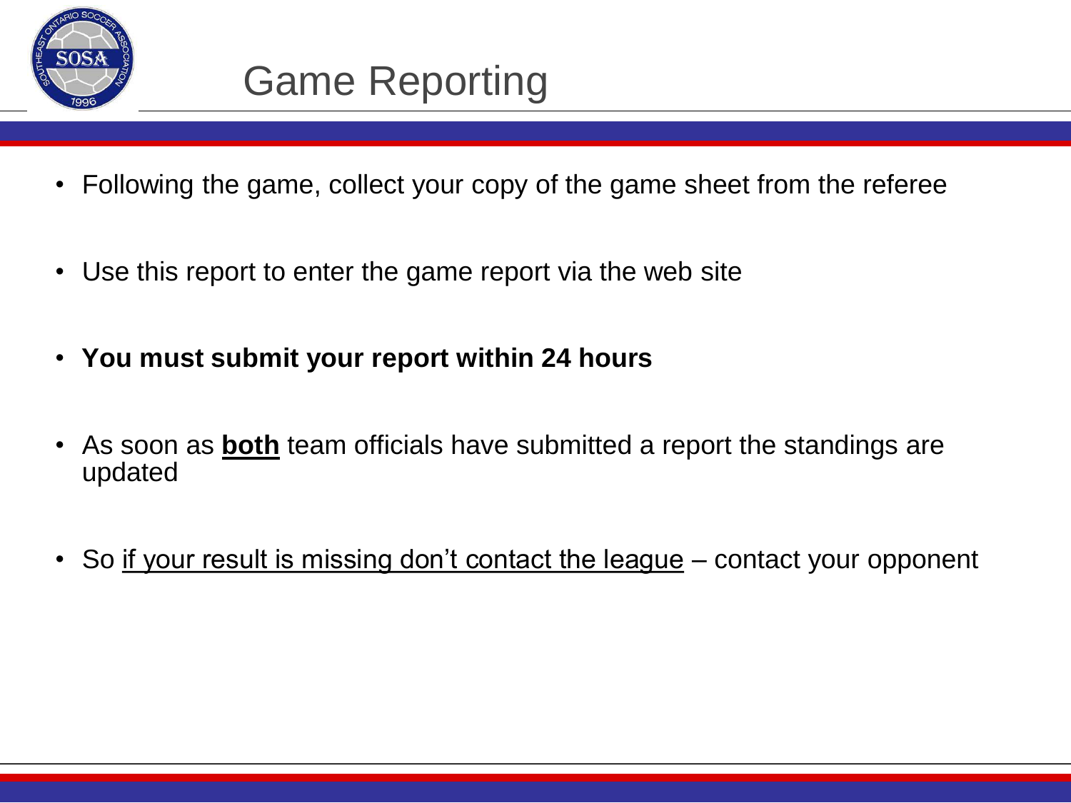# Game Reporting

- Following the game, collect your copy of the game sheet from the referee
- Use this report to enter the game report via the web site
- **You must submit your report within 24 hours**
- As soon as <u>**both**</u> team officials have submitted a report the standings are updated
- So <u>if your result is missing don't contact the league</u> – contact your opponent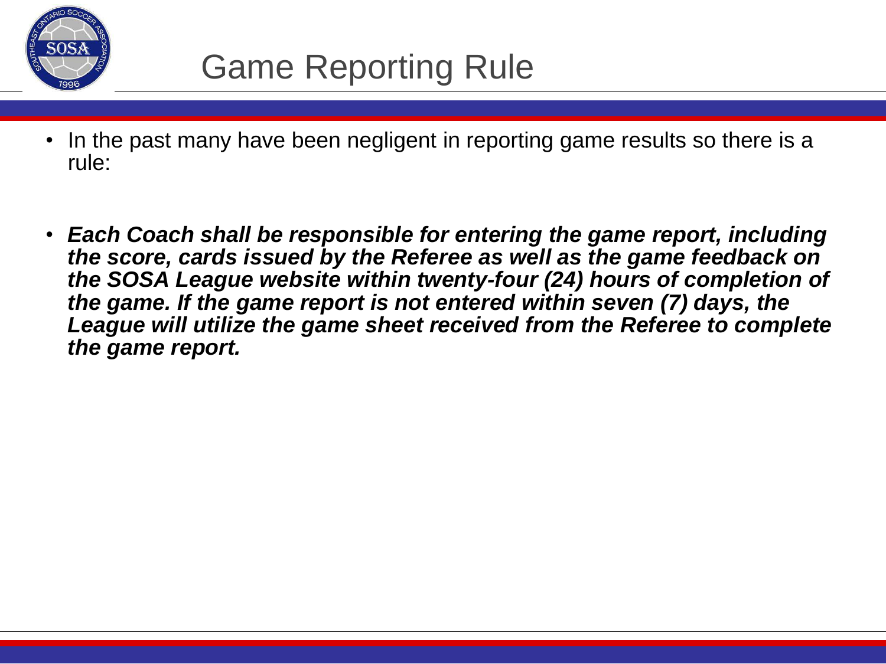# Game Reporting Rule

- In the past many have been negligent in reporting game results so there is a rule:

- ***Each Coach shall be responsible for entering the game report, including the score, cards issued by the Referee as well as the game feedback on the SOSA League website within twenty-four (24) hours of completion of the game. If the game report is not entered within seven (7) days, the League will utilize the game sheet received from the Referee to complete the game report.***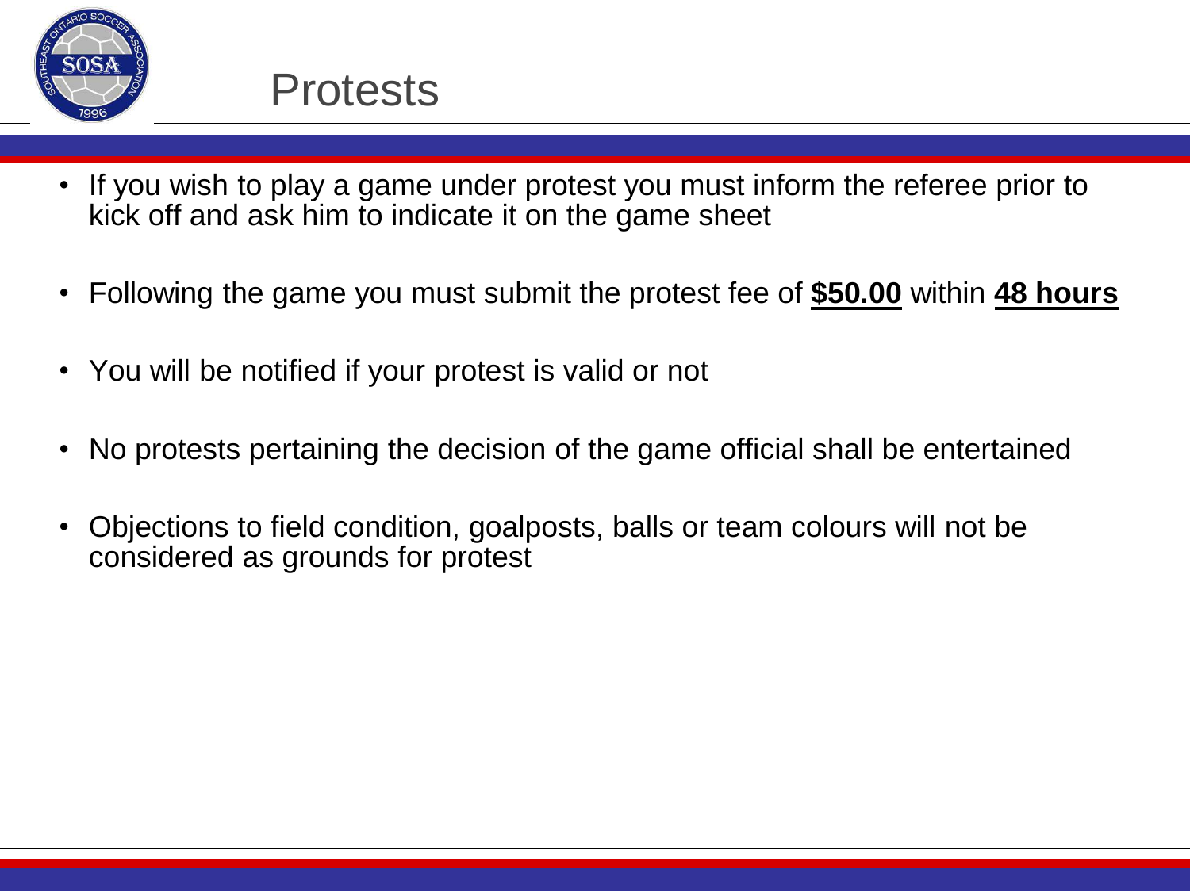# Protests

- If you wish to play a game under protest you must inform the referee prior to kick off and ask him to indicate it on the game sheet
- Following the game you must submit the protest fee of **$50.00** within **48 hours**
- You will be notified if your protest is valid or not
- No protests pertaining the decision of the game official shall be entertained
- Objections to field condition, goalposts, balls or team colours will not be considered as grounds for protest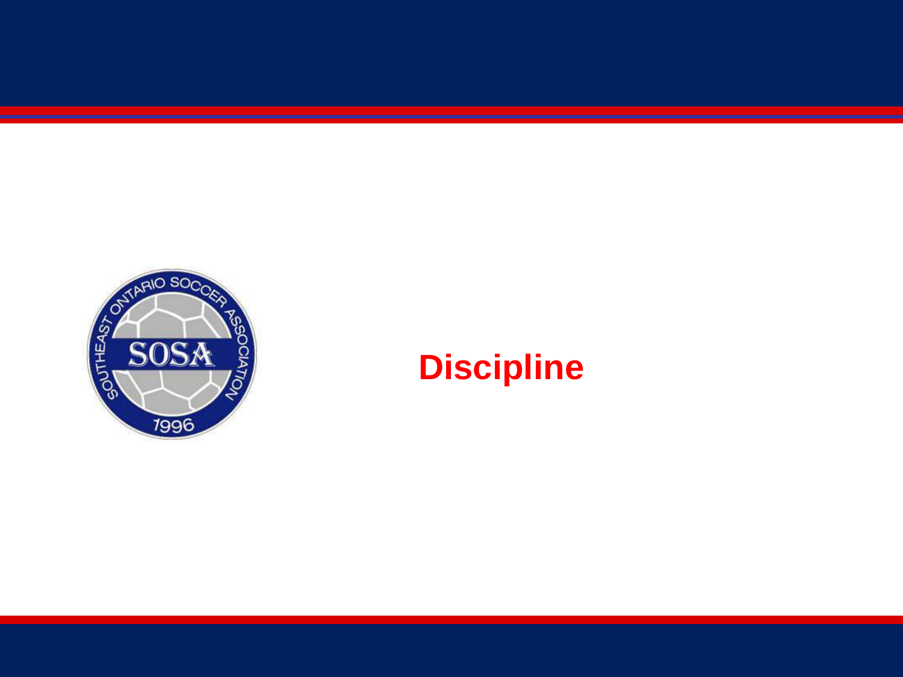# Discipline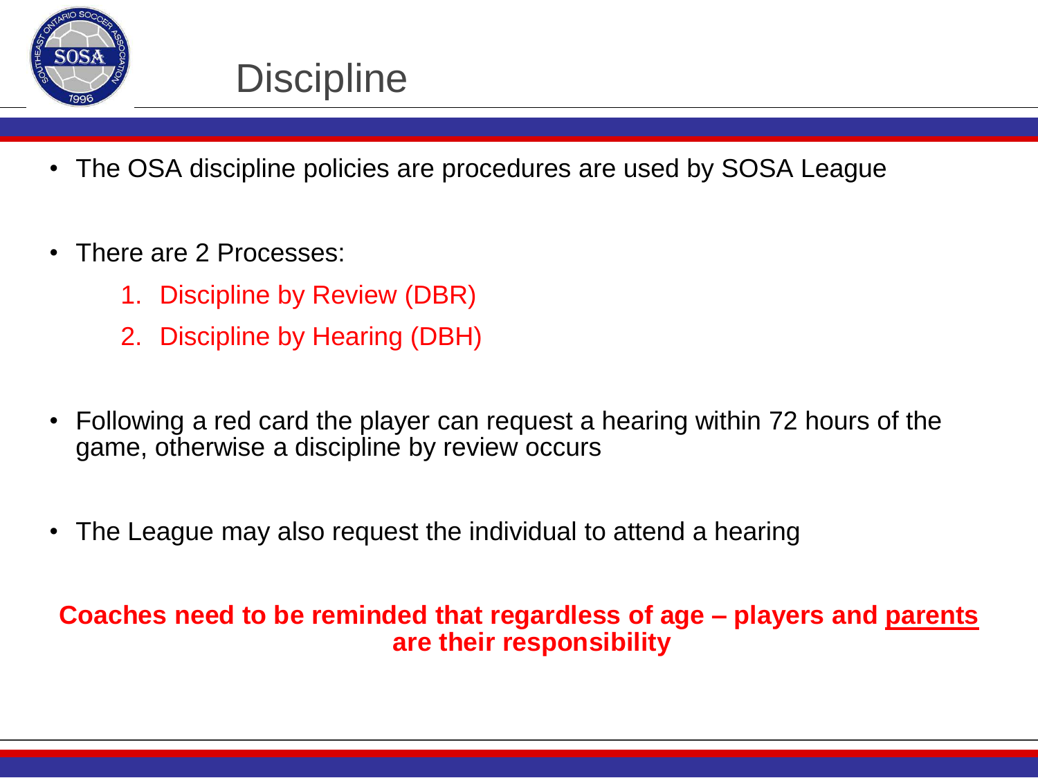# Discipline

- The OSA discipline policies are procedures are used by SOSA League

- There are 2 Processes:
  1. Discipline by Review (DBR)
  2. Discipline by Hearing (DBH)

- Following a red card the player can request a hearing within 72 hours of the game, otherwise a discipline by review occurs

- The League may also request the individual to attend a hearing

**Coaches need to be reminded that regardless of age – players and parents are their responsibility**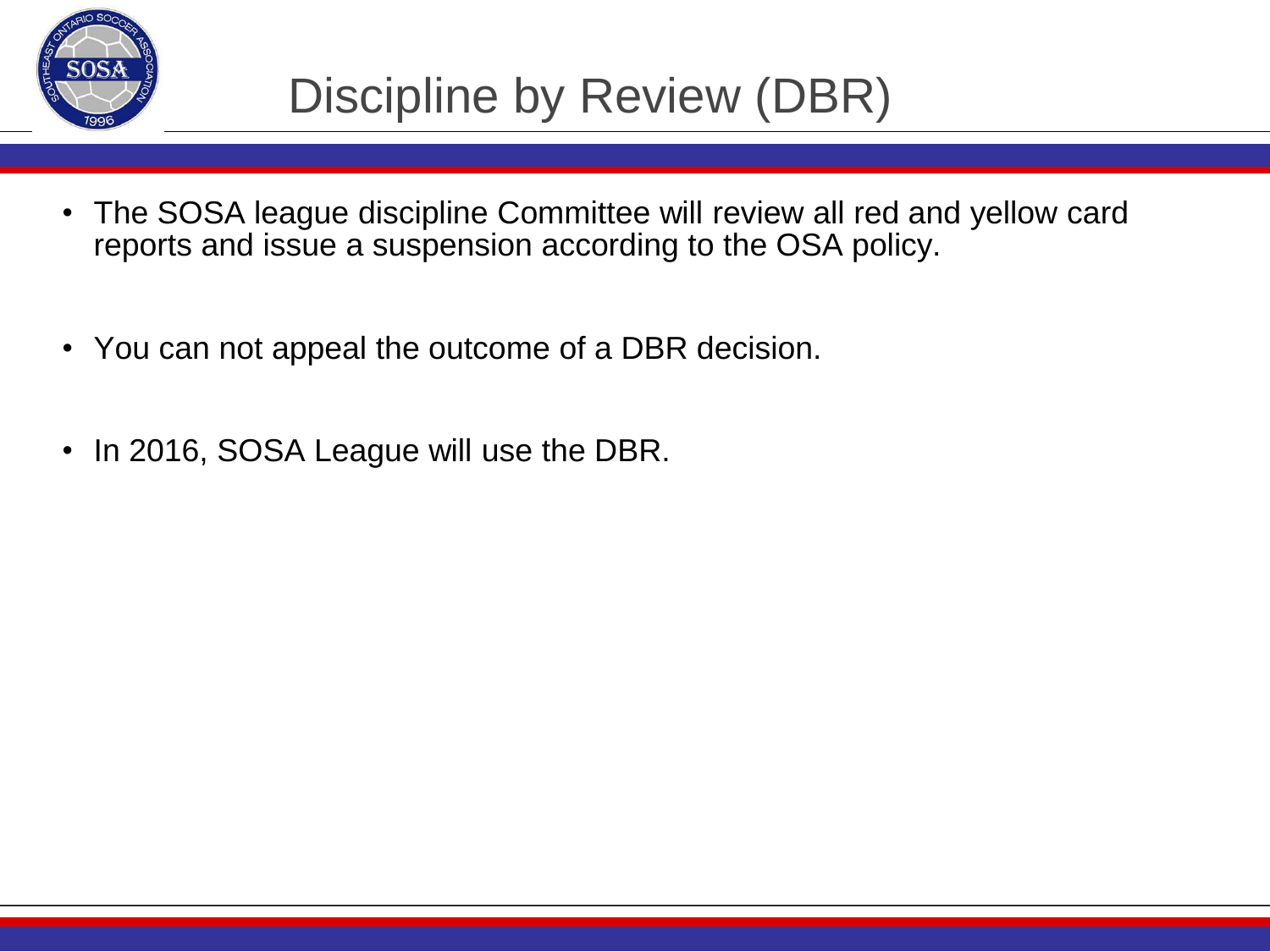# Discipline by Review (DBR)

- The SOSA league discipline Committee will review all red and yellow card reports and issue a suspension according to the OSA policy.
- You can not appeal the outcome of a DBR decision.
- In 2016, SOSA League will use the DBR.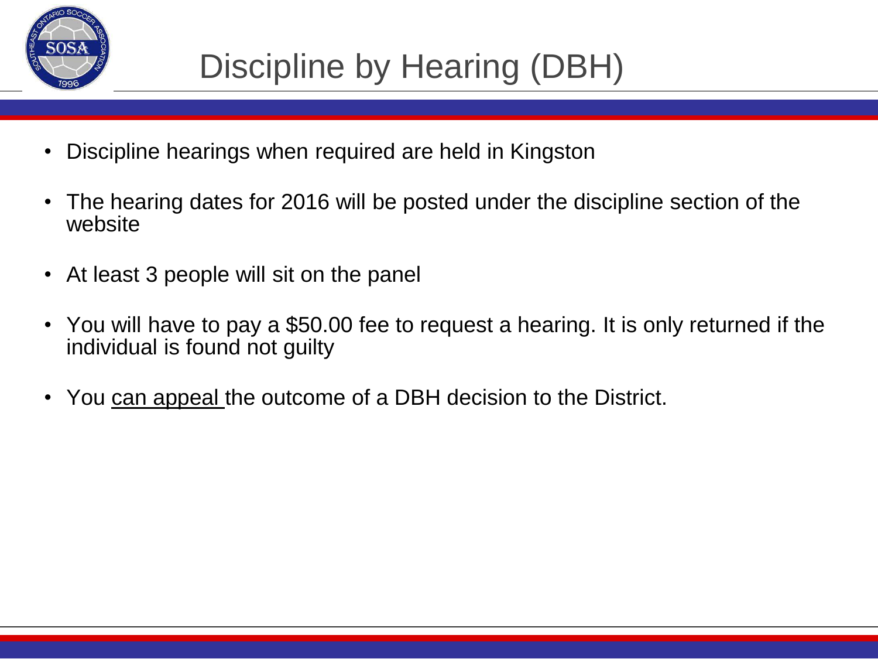# Discipline by Hearing (DBH)

- Discipline hearings when required are held in Kingston
- The hearing dates for 2016 will be posted under the discipline section of the website
- At least 3 people will sit on the panel
- You will have to pay a $50.00 fee to request a hearing. It is only returned if the individual is found not guilty
- You <u>can appeal</u> the outcome of a DBH decision to the District.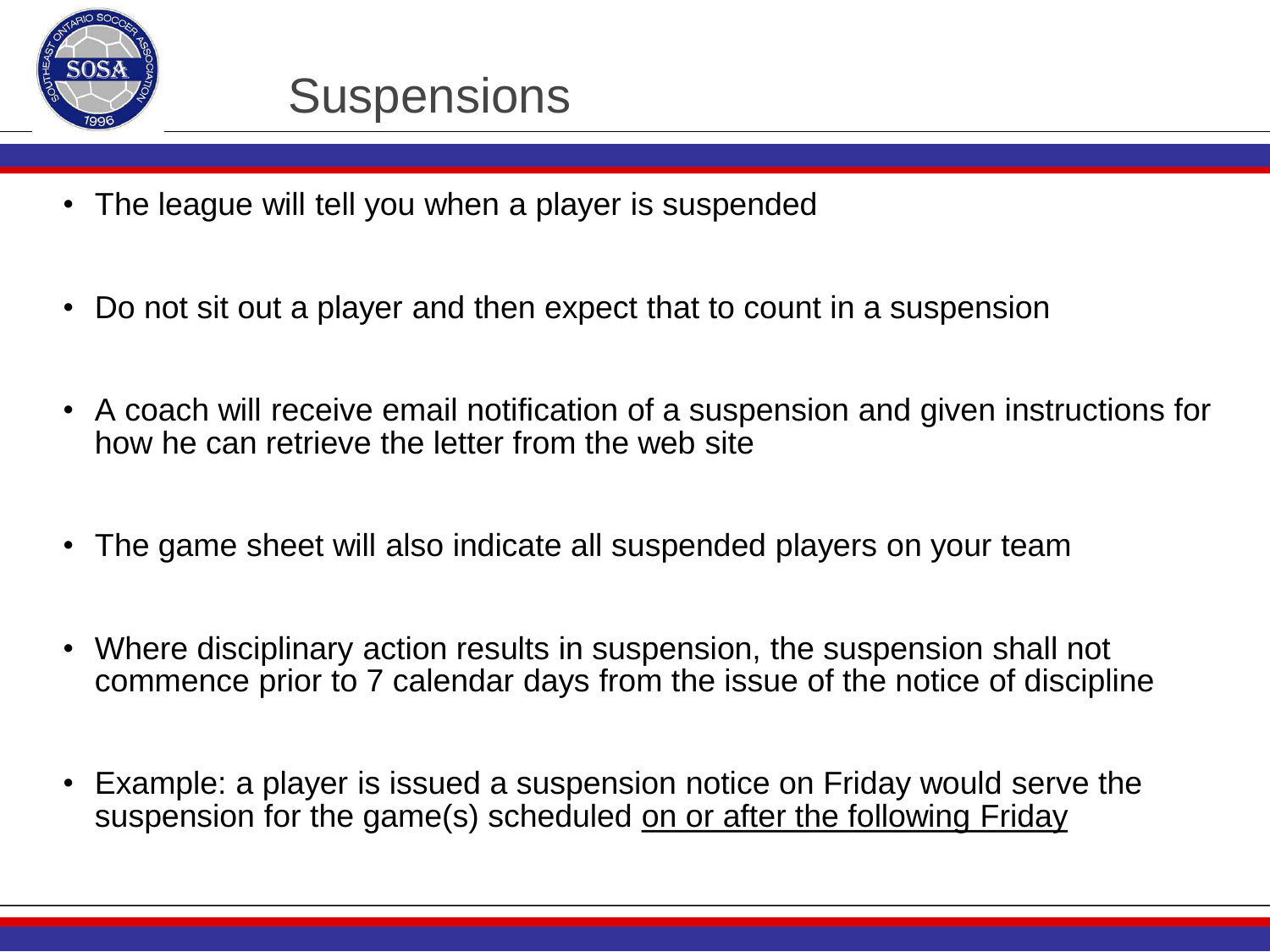# Suspensions

- The league will tell you when a player is suspended
- Do not sit out a player and then expect that to count in a suspension
- A coach will receive email notification of a suspension and given instructions for how he can retrieve the letter from the web site
- The game sheet will also indicate all suspended players on your team
- Where disciplinary action results in suspension, the suspension shall not commence prior to 7 calendar days from the issue of the notice of discipline
- Example: a player is issued a suspension notice on Friday would serve the suspension for the game(s) scheduled <u>on or after the following Friday</u>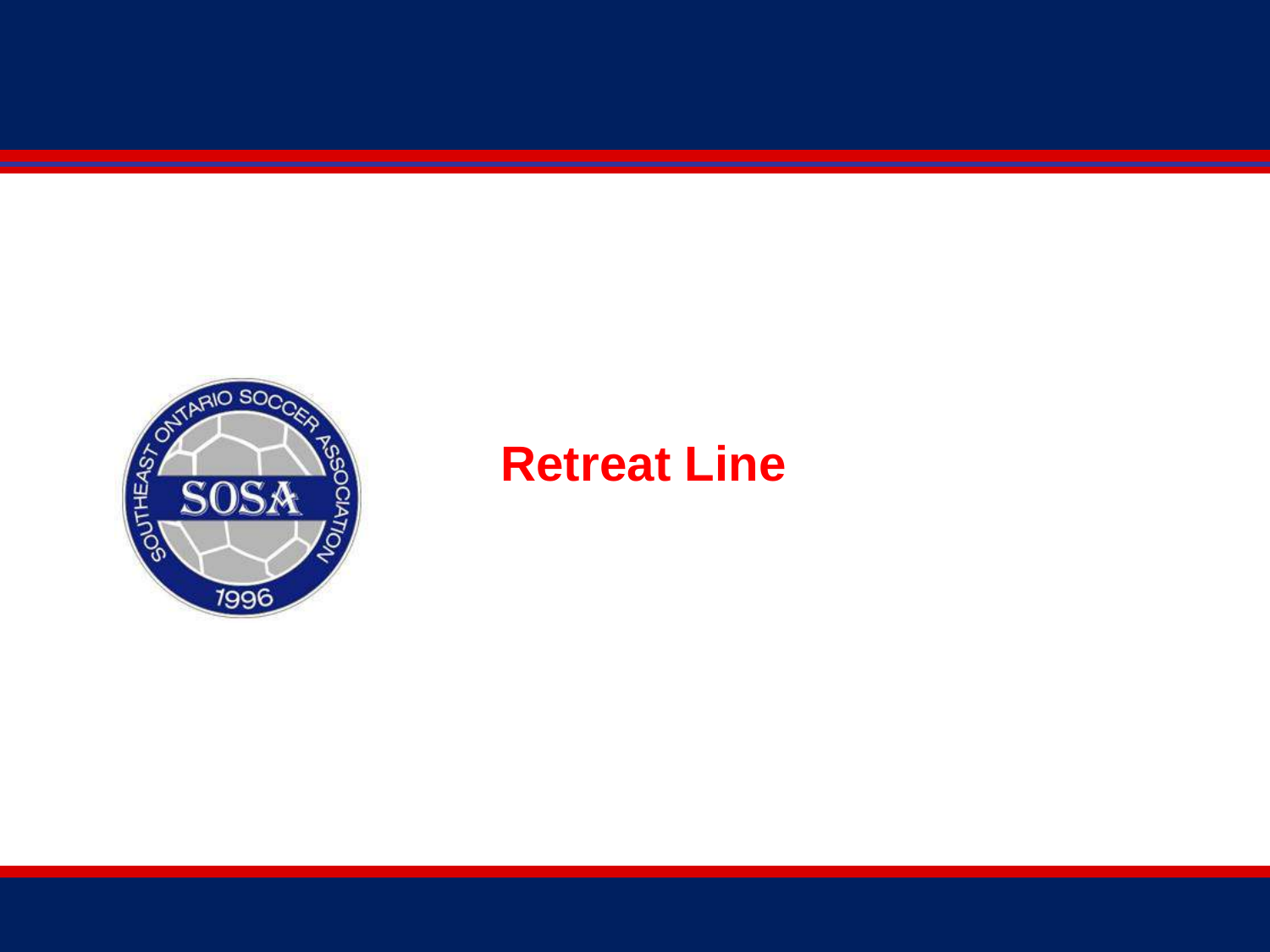# Retreat Line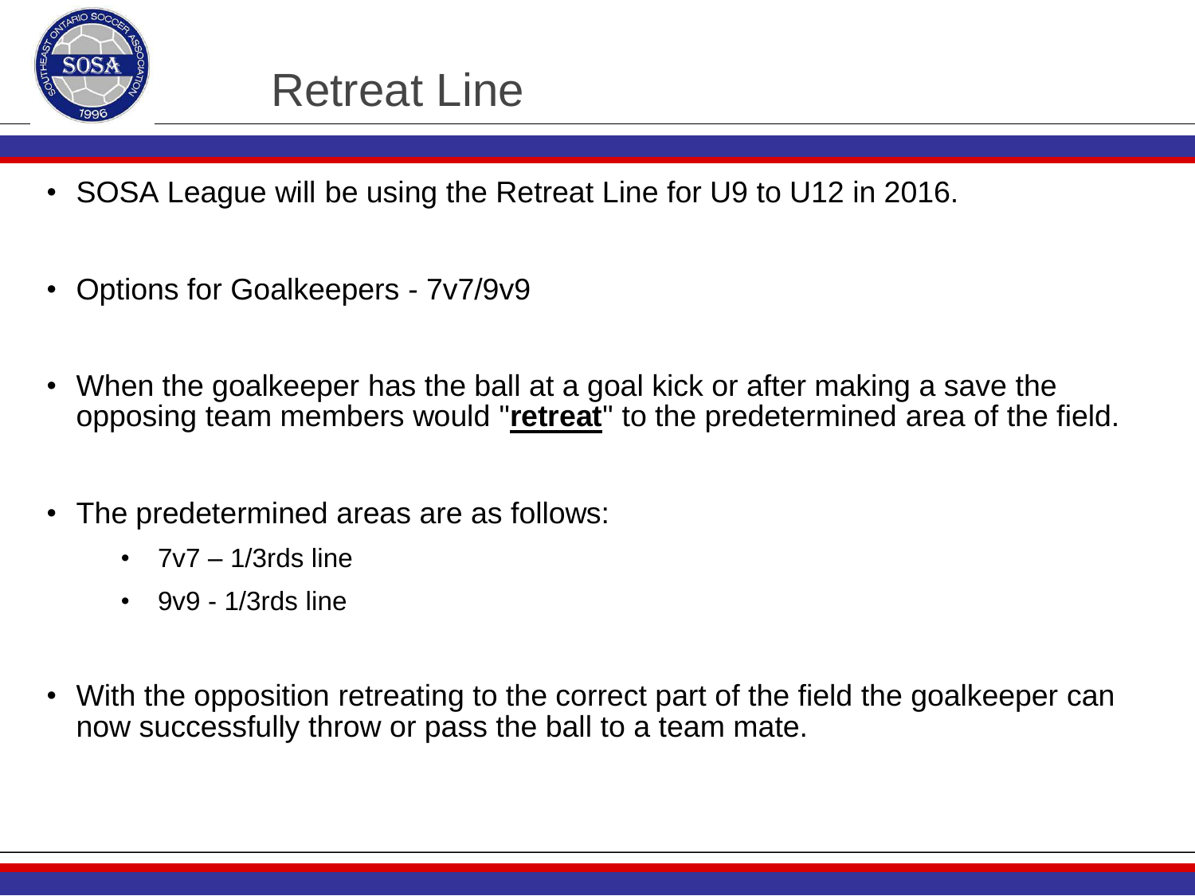# Retreat Line

- SOSA League will be using the Retreat Line for U9 to U12 in 2016.
- Options for Goalkeepers - 7v7/9v9
- When the goalkeeper has the ball at a goal kick or after making a save the opposing team members would "**retreat**" to the predetermined area of the field.
- The predetermined areas are as follows:
  - 7v7 – 1/3rds line
  - 9v9 - 1/3rds line
- With the opposition retreating to the correct part of the field the goalkeeper can now successfully throw or pass the ball to a team mate.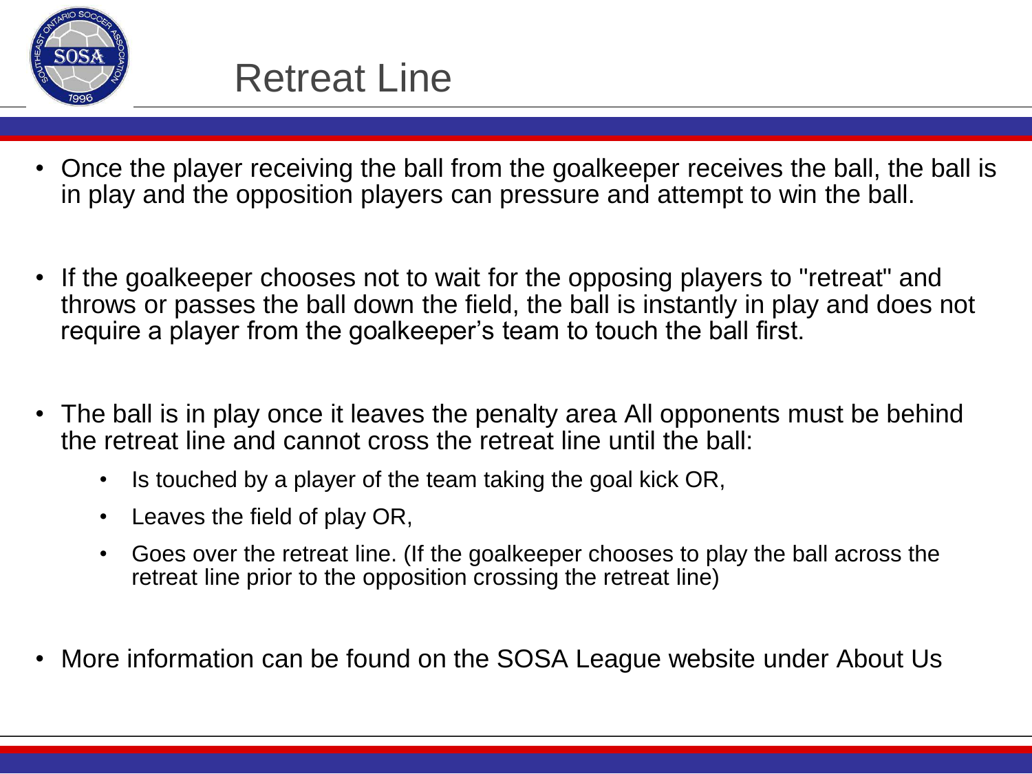# Retreat Line

- Once the player receiving the ball from the goalkeeper receives the ball, the ball is in play and the opposition players can pressure and attempt to win the ball.

- If the goalkeeper chooses not to wait for the opposing players to "retreat" and throws or passes the ball down the field, the ball is instantly in play and does not require a player from the goalkeeper's team to touch the ball first.

- The ball is in play once it leaves the penalty area All opponents must be behind the retreat line and cannot cross the retreat line until the ball:
  - Is touched by a player of the team taking the goal kick OR,
  - Leaves the field of play OR,
  - Goes over the retreat line. (If the goalkeeper chooses to play the ball across the retreat line prior to the opposition crossing the retreat line)

- More information can be found on the SOSA League website under About Us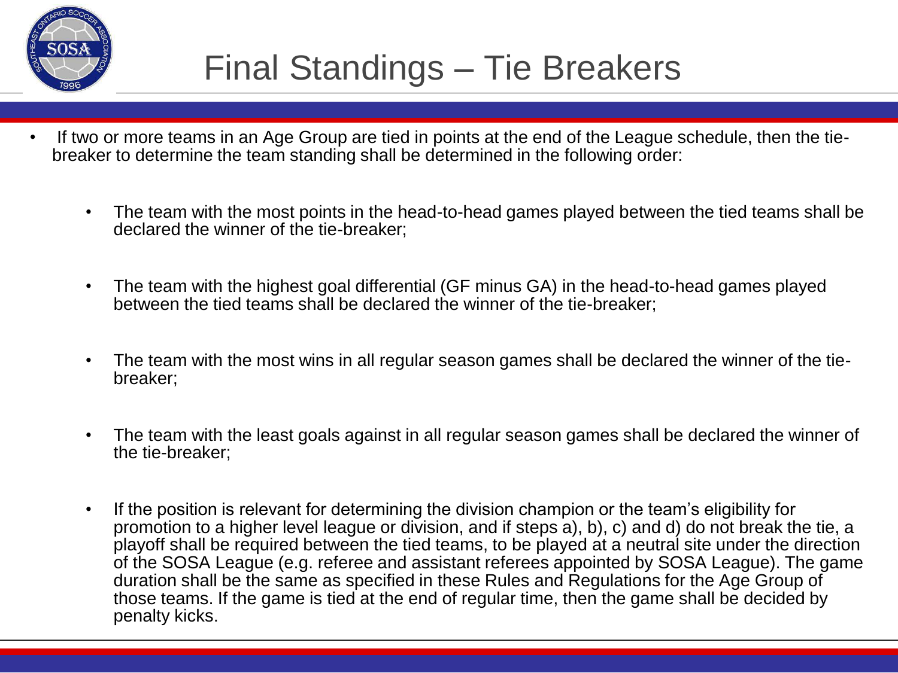# Final Standings – Tie Breakers

- If two or more teams in an Age Group are tied in points at the end of the League schedule, then the tie-breaker to determine the team standing shall be determined in the following order:

  - The team with the most points in the head-to-head games played between the tied teams shall be declared the winner of the tie-breaker;

  - The team with the highest goal differential (GF minus GA) in the head-to-head games played between the tied teams shall be declared the winner of the tie-breaker;

  - The team with the most wins in all regular season games shall be declared the winner of the tie-breaker;

  - The team with the least goals against in all regular season games shall be declared the winner of the tie-breaker;

  - If the position is relevant for determining the division champion or the team's eligibility for promotion to a higher level league or division, and if steps a), b), c) and d) do not break the tie, a playoff shall be required between the tied teams, to be played at a neutral site under the direction of the SOSA League (e.g. referee and assistant referees appointed by SOSA League). The game duration shall be the same as specified in these Rules and Regulations for the Age Group of those teams. If the game is tied at the end of regular time, then the game shall be decided by penalty kicks.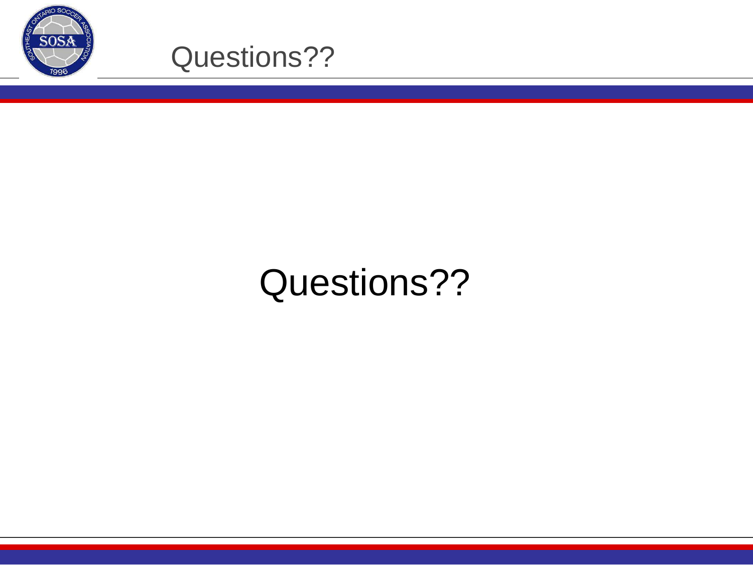# Questions??

Questions??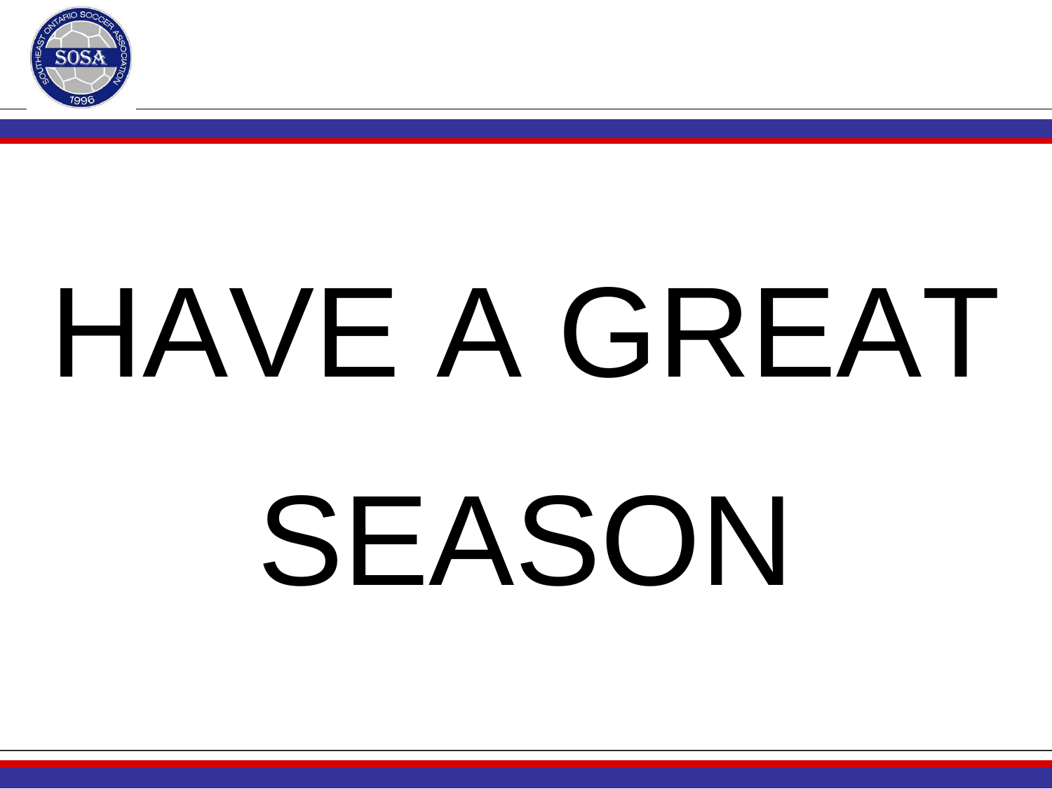# HAVE A GREAT SEASON